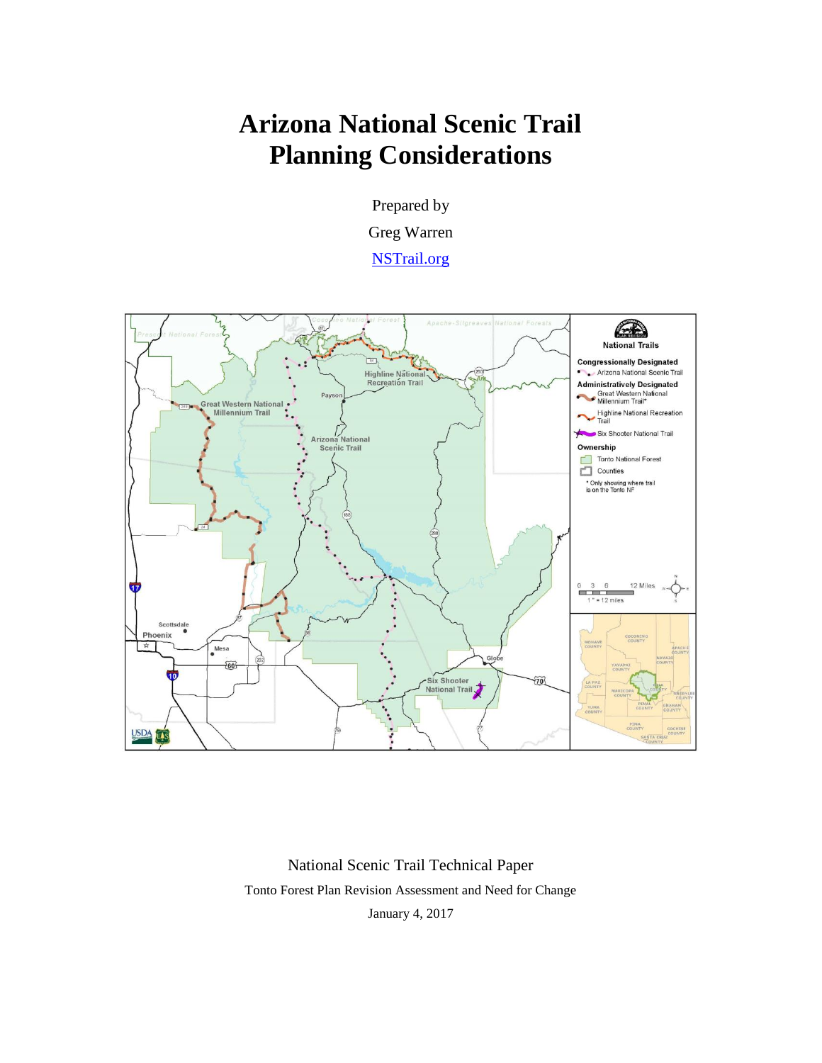# Arizona National Scenic Trail Planning Considerations

Prepared by

Greg Warren

NSTrail.org

National Scenic Trail Technical Paper

Tonto Forest Plan Revision Assessment and Need for Change

January 4, 2017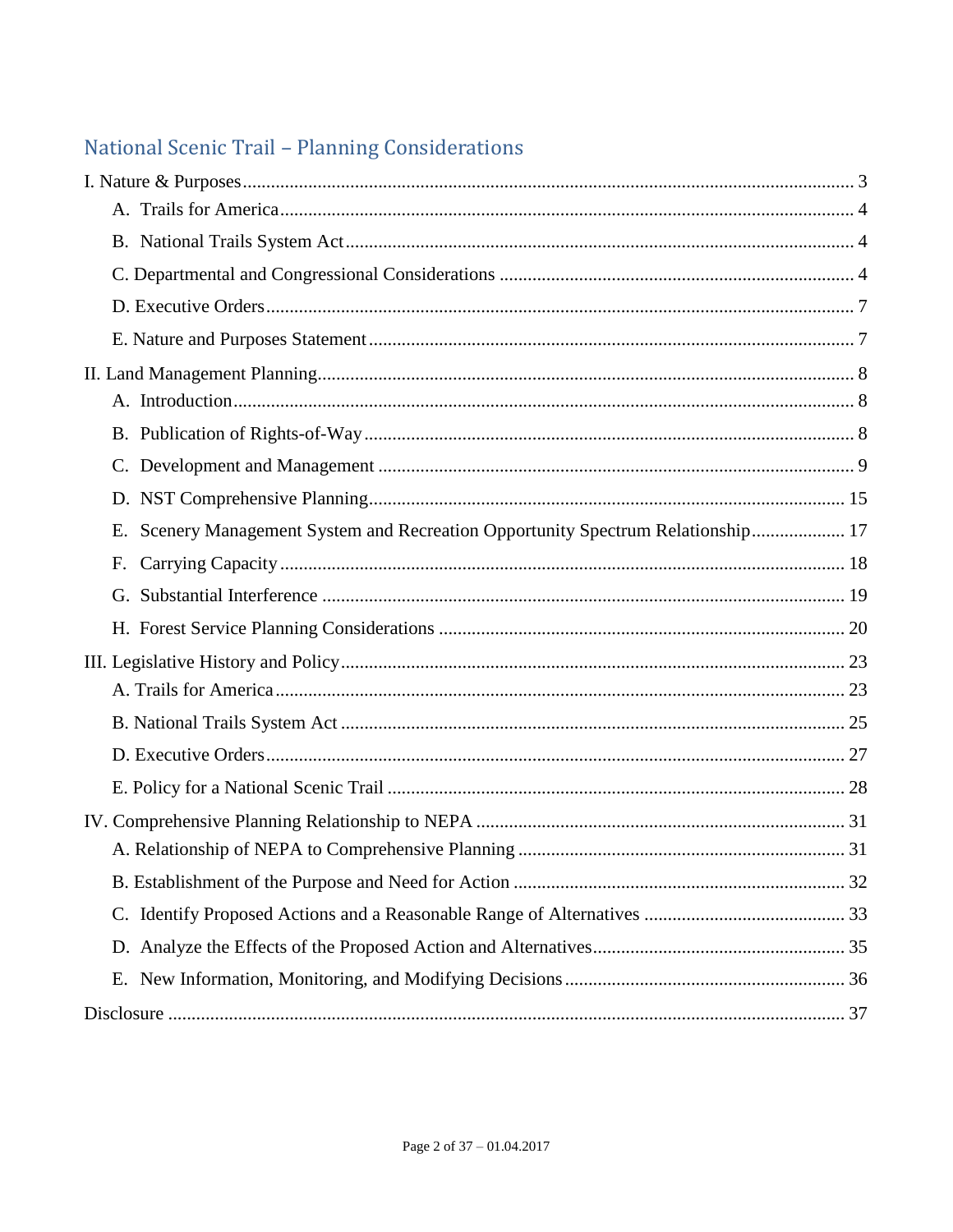## National Scenic Trail – Planning Considerations

I. Nature & Purposes ... 3

- A. Trails for America ... 4
- B. National Trails System Act ... 4
- C. Departmental and Congressional Considerations ... 4
- D. Executive Orders ... 7
- E. Nature and Purposes Statement ... 7

II. Land Management Planning ... 8

- A. Introduction ... 8
- B. Publication of Rights-of-Way ... 8
- C. Development and Management ... 9
- D. NST Comprehensive Planning ... 15
- E. Scenery Management System and Recreation Opportunity Spectrum Relationship ... 17
- F. Carrying Capacity ... 18
- G. Substantial Interference ... 19
- H. Forest Service Planning Considerations ... 20

III. Legislative History and Policy ... 23

- A. Trails for America ... 23
- B. National Trails System Act ... 25
- D. Executive Orders ... 27
- E. Policy for a National Scenic Trail ... 28

IV. Comprehensive Planning Relationship to NEPA ... 31

- A. Relationship of NEPA to Comprehensive Planning ... 31
- B. Establishment of the Purpose and Need for Action ... 32
- C. Identify Proposed Actions and a Reasonable Range of Alternatives ... 33
- D. Analyze the Effects of the Proposed Action and Alternatives ... 35
- E. New Information, Monitoring, and Modifying Decisions ... 36

Disclosure ... 37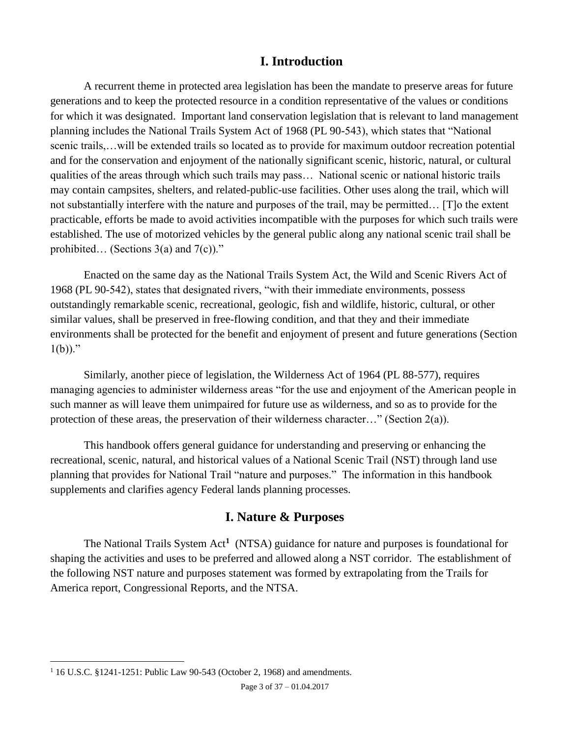## I. Introduction

A recurrent theme in protected area legislation has been the mandate to preserve areas for future generations and to keep the protected resource in a condition representative of the values or conditions for which it was designated. Important land conservation legislation that is relevant to land management planning includes the National Trails System Act of 1968 (PL 90-543), which states that "National scenic trails,…will be extended trails so located as to provide for maximum outdoor recreation potential and for the conservation and enjoyment of the nationally significant scenic, historic, natural, or cultural qualities of the areas through which such trails may pass… National scenic or national historic trails may contain campsites, shelters, and related-public-use facilities. Other uses along the trail, which will not substantially interfere with the nature and purposes of the trail, may be permitted… [T]o the extent practicable, efforts be made to avoid activities incompatible with the purposes for which such trails were established. The use of motorized vehicles by the general public along any national scenic trail shall be prohibited… (Sections 3(a) and 7(c))."

Enacted on the same day as the National Trails System Act, the Wild and Scenic Rivers Act of 1968 (PL 90-542), states that designated rivers, "with their immediate environments, possess outstandingly remarkable scenic, recreational, geologic, fish and wildlife, historic, cultural, or other similar values, shall be preserved in free-flowing condition, and that they and their immediate environments shall be protected for the benefit and enjoyment of present and future generations (Section 1(b))."

Similarly, another piece of legislation, the Wilderness Act of 1964 (PL 88-577), requires managing agencies to administer wilderness areas "for the use and enjoyment of the American people in such manner as will leave them unimpaired for future use as wilderness, and so as to provide for the protection of these areas, the preservation of their wilderness character…" (Section 2(a)).

This handbook offers general guidance for understanding and preserving or enhancing the recreational, scenic, natural, and historical values of a National Scenic Trail (NST) through land use planning that provides for National Trail "nature and purposes." The information in this handbook supplements and clarifies agency Federal lands planning processes.

## I. Nature & Purposes

The National Trails System Act[1] (NTSA) guidance for nature and purposes is foundational for shaping the activities and uses to be preferred and allowed along a NST corridor. The establishment of the following NST nature and purposes statement was formed by extrapolating from the Trails for America report, Congressional Reports, and the NTSA.

[1] 16 U.S.C. §1241-1251: Public Law 90-543 (October 2, 1968) and amendments.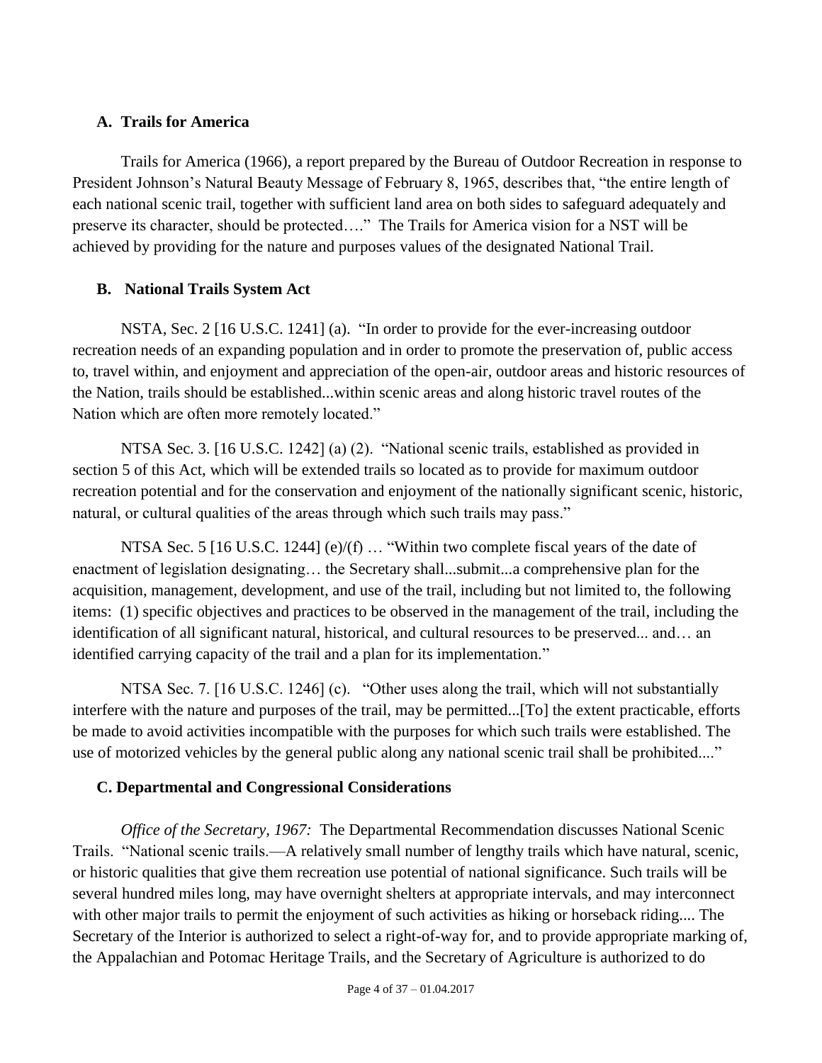## A. Trails for America

Trails for America (1966), a report prepared by the Bureau of Outdoor Recreation in response to President Johnson's Natural Beauty Message of February 8, 1965, describes that, "the entire length of each national scenic trail, together with sufficient land area on both sides to safeguard adequately and preserve its character, should be protected…." The Trails for America vision for a NST will be achieved by providing for the nature and purposes values of the designated National Trail.

## B. National Trails System Act

NSTA, Sec. 2 [16 U.S.C. 1241] (a). "In order to provide for the ever-increasing outdoor recreation needs of an expanding population and in order to promote the preservation of, public access to, travel within, and enjoyment and appreciation of the open-air, outdoor areas and historic resources of the Nation, trails should be established...within scenic areas and along historic travel routes of the Nation which are often more remotely located."

NTSA Sec. 3. [16 U.S.C. 1242] (a) (2). "National scenic trails, established as provided in section 5 of this Act, which will be extended trails so located as to provide for maximum outdoor recreation potential and for the conservation and enjoyment of the nationally significant scenic, historic, natural, or cultural qualities of the areas through which such trails may pass."

NTSA Sec. 5 [16 U.S.C. 1244] (e)/(f) … "Within two complete fiscal years of the date of enactment of legislation designating… the Secretary shall...submit...a comprehensive plan for the acquisition, management, development, and use of the trail, including but not limited to, the following items: (1) specific objectives and practices to be observed in the management of the trail, including the identification of all significant natural, historical, and cultural resources to be preserved... and… an identified carrying capacity of the trail and a plan for its implementation."

NTSA Sec. 7. [16 U.S.C. 1246] (c). "Other uses along the trail, which will not substantially interfere with the nature and purposes of the trail, may be permitted...[To] the extent practicable, efforts be made to avoid activities incompatible with the purposes for which such trails were established. The use of motorized vehicles by the general public along any national scenic trail shall be prohibited...."

## C. Departmental and Congressional Considerations

*Office of the Secretary, 1967:* The Departmental Recommendation discusses National Scenic Trails. "National scenic trails.—A relatively small number of lengthy trails which have natural, scenic, or historic qualities that give them recreation use potential of national significance. Such trails will be several hundred miles long, may have overnight shelters at appropriate intervals, and may interconnect with other major trails to permit the enjoyment of such activities as hiking or horseback riding.... The Secretary of the Interior is authorized to select a right-of-way for, and to provide appropriate marking of, the Appalachian and Potomac Heritage Trails, and the Secretary of Agriculture is authorized to do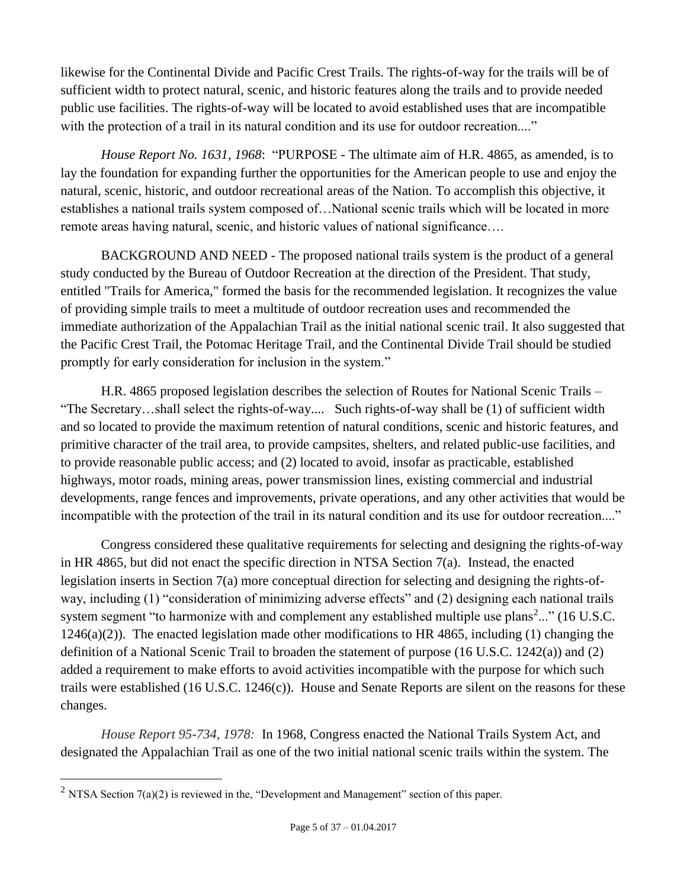likewise for the Continental Divide and Pacific Crest Trails. The rights-of-way for the trails will be of sufficient width to protect natural, scenic, and historic features along the trails and to provide needed public use facilities. The rights-of-way will be located to avoid established uses that are incompatible with the protection of a trail in its natural condition and its use for outdoor recreation...."

*House Report No. 1631, 1968*: "PURPOSE - The ultimate aim of H.R. 4865, as amended, is to lay the foundation for expanding further the opportunities for the American people to use and enjoy the natural, scenic, historic, and outdoor recreational areas of the Nation. To accomplish this objective, it establishes a national trails system composed of…National scenic trails which will be located in more remote areas having natural, scenic, and historic values of national significance….

BACKGROUND AND NEED - The proposed national trails system is the product of a general study conducted by the Bureau of Outdoor Recreation at the direction of the President. That study, entitled "Trails for America," formed the basis for the recommended legislation. It recognizes the value of providing simple trails to meet a multitude of outdoor recreation uses and recommended the immediate authorization of the Appalachian Trail as the initial national scenic trail. It also suggested that the Pacific Crest Trail, the Potomac Heritage Trail, and the Continental Divide Trail should be studied promptly for early consideration for inclusion in the system."

H.R. 4865 proposed legislation describes the *s*election of Routes for National Scenic Trails – "The Secretary…shall select the rights-of-way.... Such rights-of-way shall be (1) of sufficient width and so located to provide the maximum retention of natural conditions, scenic and historic features, and primitive character of the trail area, to provide campsites, shelters, and related public-use facilities, and to provide reasonable public access; and (2) located to avoid, insofar as practicable, established highways, motor roads, mining areas, power transmission lines, existing commercial and industrial developments, range fences and improvements, private operations, and any other activities that would be incompatible with the protection of the trail in its natural condition and its use for outdoor recreation...."

Congress considered these qualitative requirements for selecting and designing the rights-of-way in HR 4865, but did not enact the specific direction in NTSA Section 7(a). Instead, the enacted legislation inserts in Section 7(a) more conceptual direction for selecting and designing the rights-of-way, including (1) "consideration of minimizing adverse effects" and (2) designing each national trails system segment "to harmonize with and complement any established multiple use plans[2]..." (16 U.S.C. 1246(a)(2)). The enacted legislation made other modifications to HR 4865, including (1) changing the definition of a National Scenic Trail to broaden the statement of purpose (16 U.S.C. 1242(a)) and (2) added a requirement to make efforts to avoid activities incompatible with the purpose for which such trails were established (16 U.S.C. 1246(c)). House and Senate Reports are silent on the reasons for these changes.

*House Report 95-734, 1978:* In 1968, Congress enacted the National Trails System Act, and designated the Appalachian Trail as one of the two initial national scenic trails within the system. The

[2] NTSA Section 7(a)(2) is reviewed in the, "Development and Management" section of this paper.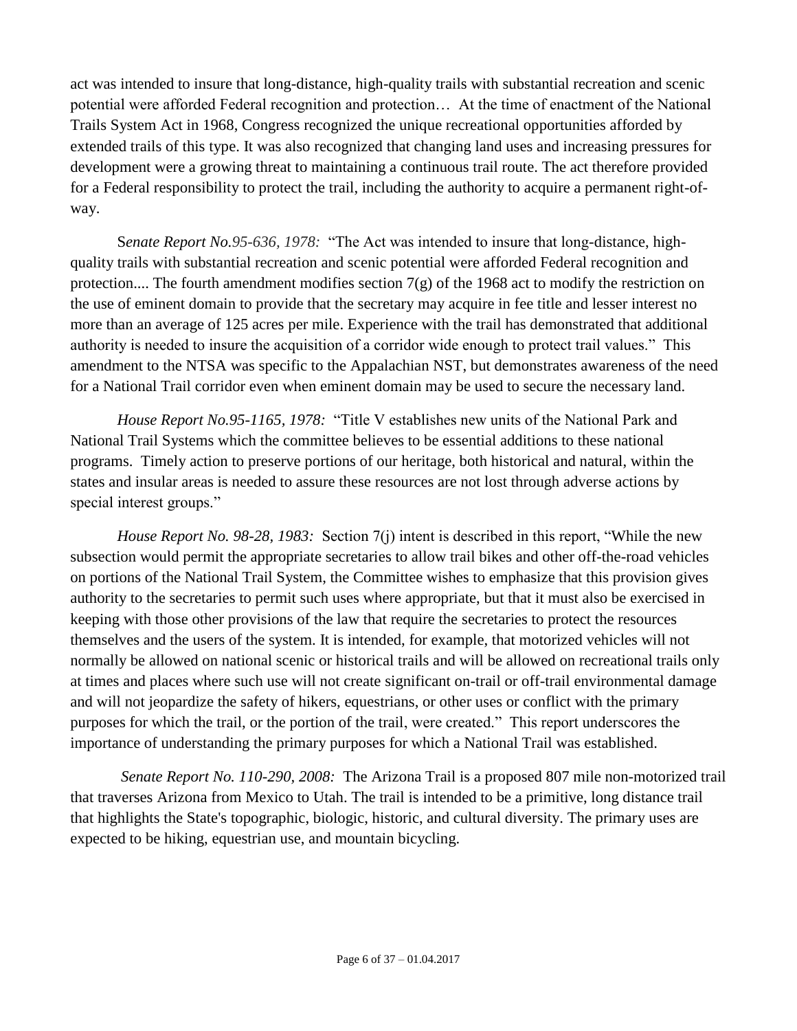act was intended to insure that long-distance, high-quality trails with substantial recreation and scenic potential were afforded Federal recognition and protection… At the time of enactment of the National Trails System Act in 1968, Congress recognized the unique recreational opportunities afforded by extended trails of this type. It was also recognized that changing land uses and increasing pressures for development were a growing threat to maintaining a continuous trail route. The act therefore provided for a Federal responsibility to protect the trail, including the authority to acquire a permanent right-of-way.

*Senate Report No.95-636, 1978:* "The Act was intended to insure that long-distance, high-quality trails with substantial recreation and scenic potential were afforded Federal recognition and protection.... The fourth amendment modifies section 7(g) of the 1968 act to modify the restriction on the use of eminent domain to provide that the secretary may acquire in fee title and lesser interest no more than an average of 125 acres per mile. Experience with the trail has demonstrated that additional authority is needed to insure the acquisition of a corridor wide enough to protect trail values." This amendment to the NTSA was specific to the Appalachian NST, but demonstrates awareness of the need for a National Trail corridor even when eminent domain may be used to secure the necessary land.

*House Report No.95-1165, 1978:* "Title V establishes new units of the National Park and National Trail Systems which the committee believes to be essential additions to these national programs. Timely action to preserve portions of our heritage, both historical and natural, within the states and insular areas is needed to assure these resources are not lost through adverse actions by special interest groups."

*House Report No. 98-28, 1983:* Section 7(j) intent is described in this report, "While the new subsection would permit the appropriate secretaries to allow trail bikes and other off-the-road vehicles on portions of the National Trail System, the Committee wishes to emphasize that this provision gives authority to the secretaries to permit such uses where appropriate, but that it must also be exercised in keeping with those other provisions of the law that require the secretaries to protect the resources themselves and the users of the system. It is intended, for example, that motorized vehicles will not normally be allowed on national scenic or historical trails and will be allowed on recreational trails only at times and places where such use will not create significant on-trail or off-trail environmental damage and will not jeopardize the safety of hikers, equestrians, or other uses or conflict with the primary purposes for which the trail, or the portion of the trail, were created." This report underscores the importance of understanding the primary purposes for which a National Trail was established.

*Senate Report No. 110-290, 2008:* The Arizona Trail is a proposed 807 mile non-motorized trail that traverses Arizona from Mexico to Utah. The trail is intended to be a primitive, long distance trail that highlights the State's topographic, biologic, historic, and cultural diversity. The primary uses are expected to be hiking, equestrian use, and mountain bicycling.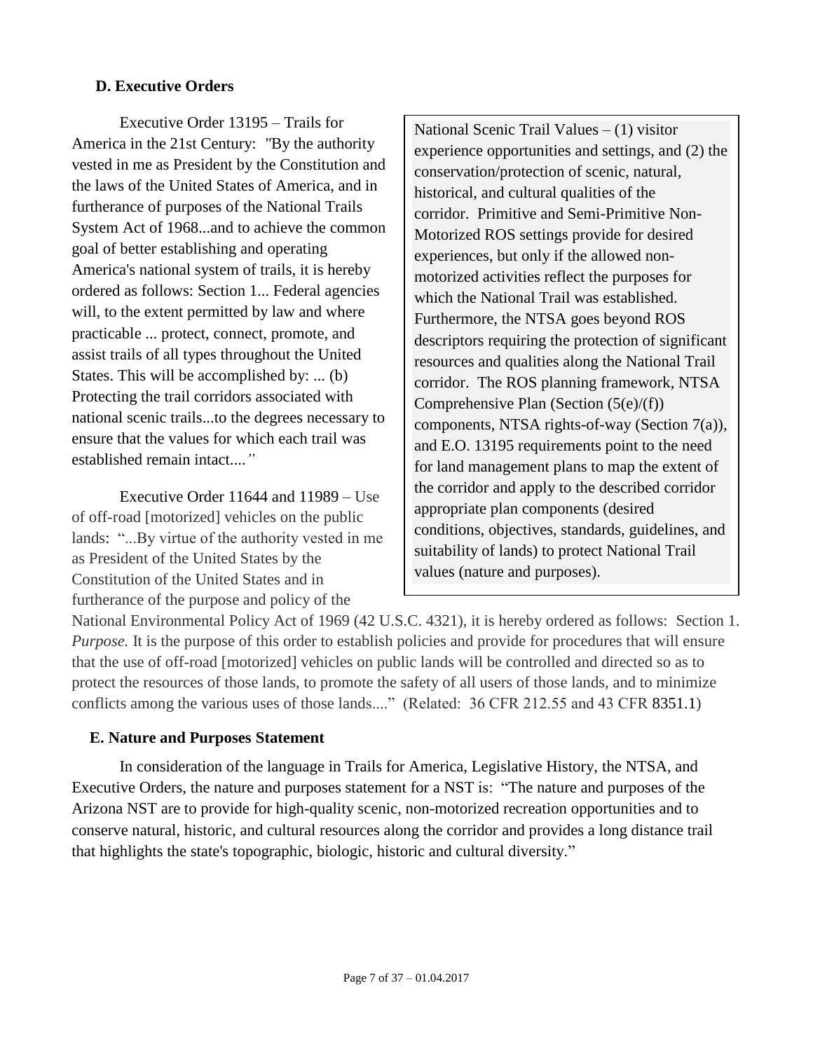### D. Executive Orders

Executive Order 13195 – Trails for America in the 21st Century: *"*By the authority vested in me as President by the Constitution and the laws of the United States of America, and in furtherance of purposes of the National Trails System Act of 1968...and to achieve the common goal of better establishing and operating America's national system of trails, it is hereby ordered as follows: Section 1... Federal agencies will, to the extent permitted by law and where practicable ... protect, connect, promote, and assist trails of all types throughout the United States. This will be accomplished by: ... (b) Protecting the trail corridors associated with national scenic trails...to the degrees necessary to ensure that the values for which each trail was established remain intact....*"*

> National Scenic Trail Values – (1) visitor experience opportunities and settings, and (2) the conservation/protection of scenic, natural, historical, and cultural qualities of the corridor. Primitive and Semi-Primitive Non-Motorized ROS settings provide for desired experiences, but only if the allowed non-motorized activities reflect the purposes for which the National Trail was established. Furthermore, the NTSA goes beyond ROS descriptors requiring the protection of significant resources and qualities along the National Trail corridor. The ROS planning framework, NTSA Comprehensive Plan (Section (5(e)/(f)) components, NTSA rights-of-way (Section 7(a)), and E.O. 13195 requirements point to the need for land management plans to map the extent of the corridor and apply to the described corridor appropriate plan components (desired conditions, objectives, standards, guidelines, and suitability of lands) to protect National Trail values (nature and purposes).

Executive Order 11644 and 11989 – Use of off-road [motorized] vehicles on the public lands: "...By virtue of the authority vested in me as President of the United States by the Constitution of the United States and in furtherance of the purpose and policy of the National Environmental Policy Act of 1969 (42 U.S.C. 4321), it is hereby ordered as follows: Section 1. *Purpose.* It is the purpose of this order to establish policies and provide for procedures that will ensure that the use of off-road [motorized] vehicles on public lands will be controlled and directed so as to protect the resources of those lands, to promote the safety of all users of those lands, and to minimize conflicts among the various uses of those lands...." (Related: 36 CFR 212.55 and 43 CFR 8351.1)

### E. Nature and Purposes Statement

In consideration of the language in Trails for America, Legislative History, the NTSA, and Executive Orders, the nature and purposes statement for a NST is: "The nature and purposes of the Arizona NST are to provide for high-quality scenic, non-motorized recreation opportunities and to conserve natural, historic, and cultural resources along the corridor and provides a long distance trail that highlights the state's topographic, biologic, historic and cultural diversity."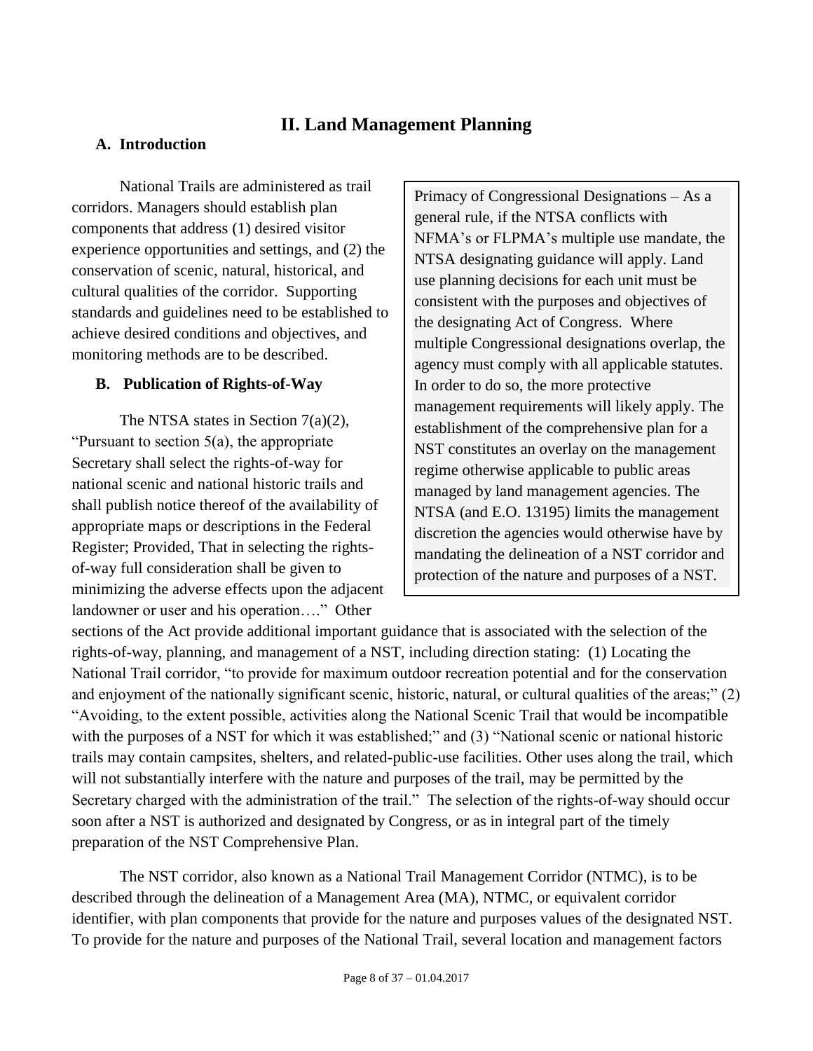# II. Land Management Planning

## A. Introduction

National Trails are administered as trail corridors. Managers should establish plan components that address (1) desired visitor experience opportunities and settings, and (2) the conservation of scenic, natural, historical, and cultural qualities of the corridor. Supporting standards and guidelines need to be established to achieve desired conditions and objectives, and monitoring methods are to be described.

> Primacy of Congressional Designations – As a general rule, if the NTSA conflicts with NFMA's or FLPMA's multiple use mandate, the NTSA designating guidance will apply. Land use planning decisions for each unit must be consistent with the purposes and objectives of the designating Act of Congress. Where multiple Congressional designations overlap, the agency must comply with all applicable statutes. In order to do so, the more protective management requirements will likely apply. The establishment of the comprehensive plan for a NST constitutes an overlay on the management regime otherwise applicable to public areas managed by land management agencies. The NTSA (and E.O. 13195) limits the management discretion the agencies would otherwise have by mandating the delineation of a NST corridor and protection of the nature and purposes of a NST.

## B. Publication of Rights-of-Way

The NTSA states in Section 7(a)(2), "Pursuant to section 5(a), the appropriate Secretary shall select the rights-of-way for national scenic and national historic trails and shall publish notice thereof of the availability of appropriate maps or descriptions in the Federal Register; Provided, That in selecting the rights-of-way full consideration shall be given to minimizing the adverse effects upon the adjacent landowner or user and his operation…." Other sections of the Act provide additional important guidance that is associated with the selection of the rights-of-way, planning, and management of a NST, including direction stating: (1) Locating the National Trail corridor, "to provide for maximum outdoor recreation potential and for the conservation and enjoyment of the nationally significant scenic, historic, natural, or cultural qualities of the areas;" (2) "Avoiding, to the extent possible, activities along the National Scenic Trail that would be incompatible with the purposes of a NST for which it was established;" and (3) "National scenic or national historic trails may contain campsites, shelters, and related-public-use facilities. Other uses along the trail, which will not substantially interfere with the nature and purposes of the trail, may be permitted by the Secretary charged with the administration of the trail." The selection of the rights-of-way should occur soon after a NST is authorized and designated by Congress, or as in integral part of the timely preparation of the NST Comprehensive Plan.

The NST corridor, also known as a National Trail Management Corridor (NTMC), is to be described through the delineation of a Management Area (MA), NTMC, or equivalent corridor identifier, with plan components that provide for the nature and purposes values of the designated NST. To provide for the nature and purposes of the National Trail, several location and management factors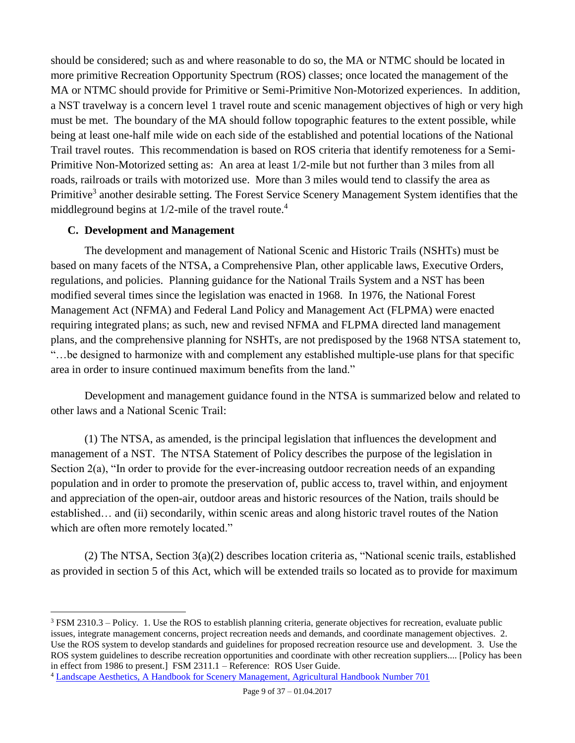should be considered; such as and where reasonable to do so, the MA or NTMC should be located in more primitive Recreation Opportunity Spectrum (ROS) classes; once located the management of the MA or NTMC should provide for Primitive or Semi-Primitive Non-Motorized experiences. In addition, a NST travelway is a concern level 1 travel route and scenic management objectives of high or very high must be met. The boundary of the MA should follow topographic features to the extent possible, while being at least one-half mile wide on each side of the established and potential locations of the National Trail travel routes. This recommendation is based on ROS criteria that identify remoteness for a Semi-Primitive Non-Motorized setting as: An area at least 1/2-mile but not further than 3 miles from all roads, railroads or trails with motorized use. More than 3 miles would tend to classify the area as Primitive[3] another desirable setting. The Forest Service Scenery Management System identifies that the middleground begins at 1/2-mile of the travel route.[4]

### C. Development and Management

The development and management of National Scenic and Historic Trails (NSHTs) must be based on many facets of the NTSA, a Comprehensive Plan, other applicable laws, Executive Orders, regulations, and policies. Planning guidance for the National Trails System and a NST has been modified several times since the legislation was enacted in 1968. In 1976, the National Forest Management Act (NFMA) and Federal Land Policy and Management Act (FLPMA) were enacted requiring integrated plans; as such, new and revised NFMA and FLPMA directed land management plans, and the comprehensive planning for NSHTs, are not predisposed by the 1968 NTSA statement to, "…be designed to harmonize with and complement any established multiple-use plans for that specific area in order to insure continued maximum benefits from the land."

Development and management guidance found in the NTSA is summarized below and related to other laws and a National Scenic Trail:

(1) The NTSA, as amended, is the principal legislation that influences the development and management of a NST. The NTSA Statement of Policy describes the purpose of the legislation in Section 2(a), "In order to provide for the ever-increasing outdoor recreation needs of an expanding population and in order to promote the preservation of, public access to, travel within, and enjoyment and appreciation of the open-air, outdoor areas and historic resources of the Nation, trails should be established… and (ii) secondarily, within scenic areas and along historic travel routes of the Nation which are often more remotely located."

(2) The NTSA, Section 3(a)(2) describes location criteria as, "National scenic trails, established as provided in section 5 of this Act, which will be extended trails so located as to provide for maximum

---

[3] FSM 2310.3 – Policy. 1. Use the ROS to establish planning criteria, generate objectives for recreation, evaluate public issues, integrate management concerns, project recreation needs and demands, and coordinate management objectives. 2. Use the ROS system to develop standards and guidelines for proposed recreation resource use and development. 3. Use the ROS system guidelines to describe recreation opportunities and coordinate with other recreation suppliers.... [Policy has been in effect from 1986 to present.] FSM 2311.1 – Reference: ROS User Guide.

[4] Landscape Aesthetics, A Handbook for Scenery Management, Agricultural Handbook Number 701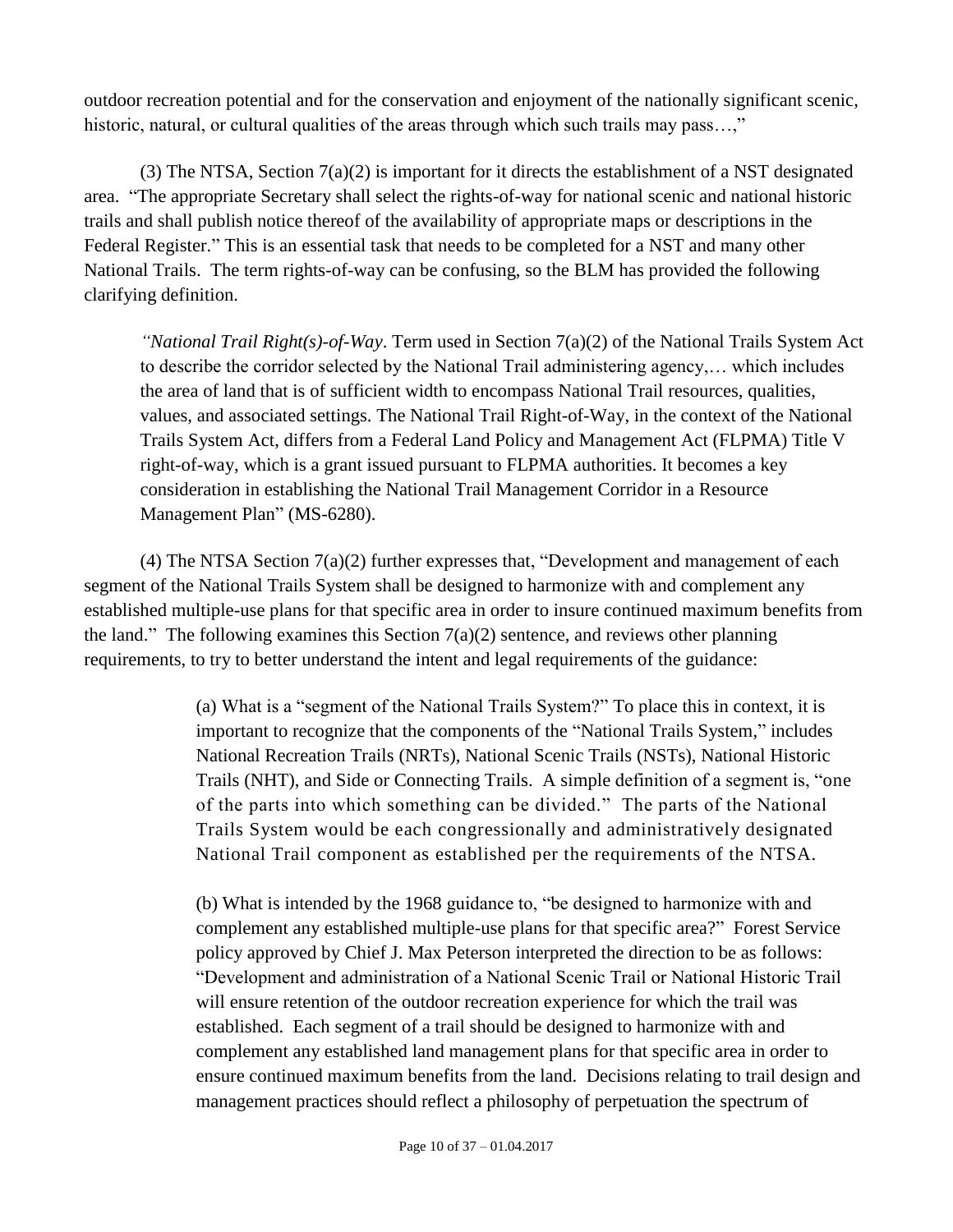outdoor recreation potential and for the conservation and enjoyment of the nationally significant scenic, historic, natural, or cultural qualities of the areas through which such trails may pass…,"

(3) The NTSA, Section 7(a)(2) is important for it directs the establishment of a NST designated area. "The appropriate Secretary shall select the rights-of-way for national scenic and national historic trails and shall publish notice thereof of the availability of appropriate maps or descriptions in the Federal Register." This is an essential task that needs to be completed for a NST and many other National Trails. The term rights-of-way can be confusing, so the BLM has provided the following clarifying definition.

> *"National Trail Right(s)-of-Way*. Term used in Section 7(a)(2) of the National Trails System Act to describe the corridor selected by the National Trail administering agency,… which includes the area of land that is of sufficient width to encompass National Trail resources, qualities, values, and associated settings. The National Trail Right-of-Way, in the context of the National Trails System Act, differs from a Federal Land Policy and Management Act (FLPMA) Title V right-of-way, which is a grant issued pursuant to FLPMA authorities. It becomes a key consideration in establishing the National Trail Management Corridor in a Resource Management Plan" (MS-6280).

(4) The NTSA Section 7(a)(2) further expresses that, "Development and management of each segment of the National Trails System shall be designed to harmonize with and complement any established multiple-use plans for that specific area in order to insure continued maximum benefits from the land." The following examines this Section 7(a)(2) sentence, and reviews other planning requirements, to try to better understand the intent and legal requirements of the guidance:

> (a) What is a "segment of the National Trails System?" To place this in context, it is important to recognize that the components of the "National Trails System," includes National Recreation Trails (NRTs), National Scenic Trails (NSTs), National Historic Trails (NHT), and Side or Connecting Trails. A simple definition of a segment is, "one of the parts into which something can be divided." The parts of the National Trails System would be each congressionally and administratively designated National Trail component as established per the requirements of the NTSA.
>
> (b) What is intended by the 1968 guidance to, "be designed to harmonize with and complement any established multiple-use plans for that specific area?" Forest Service policy approved by Chief J. Max Peterson interpreted the direction to be as follows: "Development and administration of a National Scenic Trail or National Historic Trail will ensure retention of the outdoor recreation experience for which the trail was established. Each segment of a trail should be designed to harmonize with and complement any established land management plans for that specific area in order to ensure continued maximum benefits from the land. Decisions relating to trail design and management practices should reflect a philosophy of perpetuation the spectrum of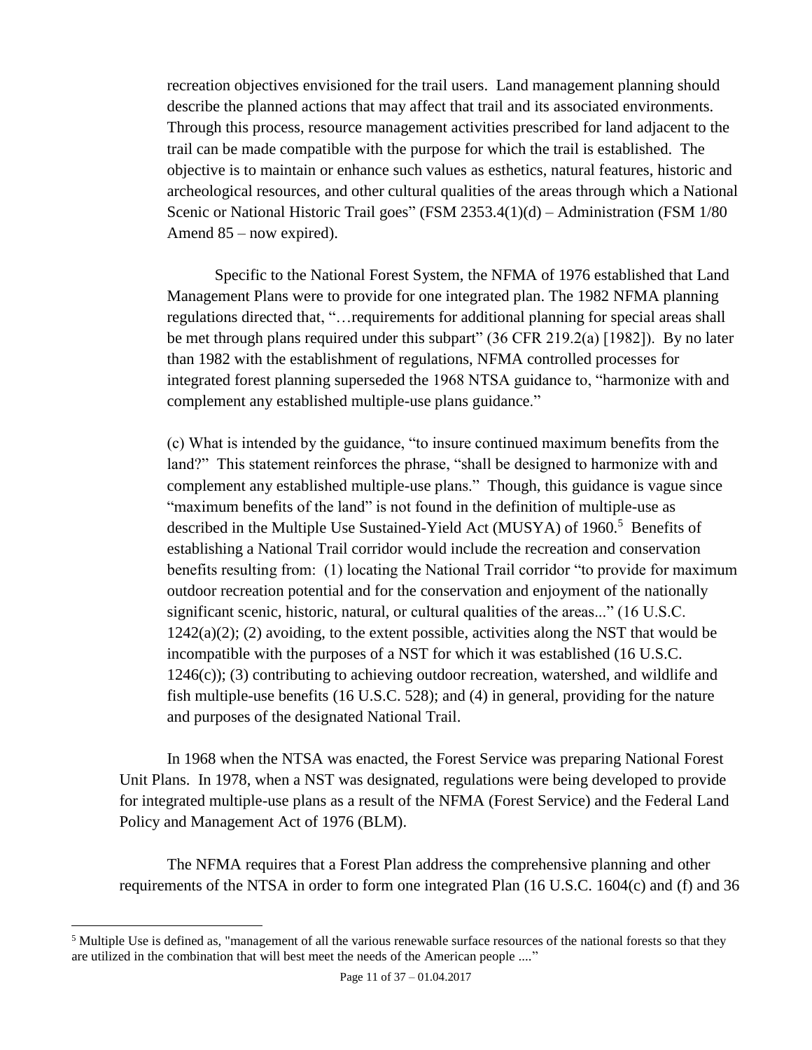recreation objectives envisioned for the trail users. Land management planning should describe the planned actions that may affect that trail and its associated environments. Through this process, resource management activities prescribed for land adjacent to the trail can be made compatible with the purpose for which the trail is established. The objective is to maintain or enhance such values as esthetics, natural features, historic and archeological resources, and other cultural qualities of the areas through which a National Scenic or National Historic Trail goes" (FSM 2353.4(1)(d) – Administration (FSM 1/80 Amend 85 – now expired).

Specific to the National Forest System, the NFMA of 1976 established that Land Management Plans were to provide for one integrated plan. The 1982 NFMA planning regulations directed that, "…requirements for additional planning for special areas shall be met through plans required under this subpart" (36 CFR 219.2(a) [1982]). By no later than 1982 with the establishment of regulations, NFMA controlled processes for integrated forest planning superseded the 1968 NTSA guidance to, "harmonize with and complement any established multiple-use plans guidance."

(c) What is intended by the guidance, "to insure continued maximum benefits from the land?" This statement reinforces the phrase, "shall be designed to harmonize with and complement any established multiple-use plans." Though, this guidance is vague since "maximum benefits of the land" is not found in the definition of multiple-use as described in the Multiple Use Sustained-Yield Act (MUSYA) of 1960.[5] Benefits of establishing a National Trail corridor would include the recreation and conservation benefits resulting from: (1) locating the National Trail corridor "to provide for maximum outdoor recreation potential and for the conservation and enjoyment of the nationally significant scenic, historic, natural, or cultural qualities of the areas..." (16 U.S.C. 1242(a)(2); (2) avoiding, to the extent possible, activities along the NST that would be incompatible with the purposes of a NST for which it was established (16 U.S.C. 1246(c)); (3) contributing to achieving outdoor recreation, watershed, and wildlife and fish multiple-use benefits (16 U.S.C. 528); and (4) in general, providing for the nature and purposes of the designated National Trail.

In 1968 when the NTSA was enacted, the Forest Service was preparing National Forest Unit Plans. In 1978, when a NST was designated, regulations were being developed to provide for integrated multiple-use plans as a result of the NFMA (Forest Service) and the Federal Land Policy and Management Act of 1976 (BLM).

The NFMA requires that a Forest Plan address the comprehensive planning and other requirements of the NTSA in order to form one integrated Plan (16 U.S.C. 1604(c) and (f) and 36

[5] Multiple Use is defined as, "management of all the various renewable surface resources of the national forests so that they are utilized in the combination that will best meet the needs of the American people ...."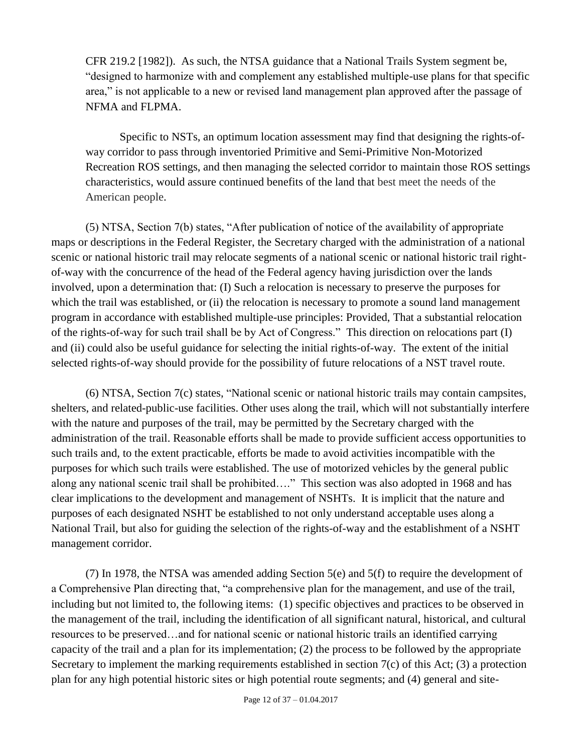CFR 219.2 [1982]). As such, the NTSA guidance that a National Trails System segment be, "designed to harmonize with and complement any established multiple-use plans for that specific area," is not applicable to a new or revised land management plan approved after the passage of NFMA and FLPMA.

Specific to NSTs, an optimum location assessment may find that designing the rights-of-way corridor to pass through inventoried Primitive and Semi-Primitive Non-Motorized Recreation ROS settings, and then managing the selected corridor to maintain those ROS settings characteristics, would assure continued benefits of the land that best meet the needs of the American people.

(5) NTSA, Section 7(b) states, "After publication of notice of the availability of appropriate maps or descriptions in the Federal Register, the Secretary charged with the administration of a national scenic or national historic trail may relocate segments of a national scenic or national historic trail right-of-way with the concurrence of the head of the Federal agency having jurisdiction over the lands involved, upon a determination that: (I) Such a relocation is necessary to preserve the purposes for which the trail was established, or (ii) the relocation is necessary to promote a sound land management program in accordance with established multiple-use principles: Provided, That a substantial relocation of the rights-of-way for such trail shall be by Act of Congress." This direction on relocations part (I) and (ii) could also be useful guidance for selecting the initial rights-of-way. The extent of the initial selected rights-of-way should provide for the possibility of future relocations of a NST travel route.

(6) NTSA, Section 7(c) states, "National scenic or national historic trails may contain campsites, shelters, and related-public-use facilities. Other uses along the trail, which will not substantially interfere with the nature and purposes of the trail, may be permitted by the Secretary charged with the administration of the trail. Reasonable efforts shall be made to provide sufficient access opportunities to such trails and, to the extent practicable, efforts be made to avoid activities incompatible with the purposes for which such trails were established. The use of motorized vehicles by the general public along any national scenic trail shall be prohibited…." This section was also adopted in 1968 and has clear implications to the development and management of NSHTs. It is implicit that the nature and purposes of each designated NSHT be established to not only understand acceptable uses along a National Trail, but also for guiding the selection of the rights-of-way and the establishment of a NSHT management corridor.

(7) In 1978, the NTSA was amended adding Section 5(e) and 5(f) to require the development of a Comprehensive Plan directing that, "a comprehensive plan for the management, and use of the trail, including but not limited to, the following items: (1) specific objectives and practices to be observed in the management of the trail, including the identification of all significant natural, historical, and cultural resources to be preserved…and for national scenic or national historic trails an identified carrying capacity of the trail and a plan for its implementation; (2) the process to be followed by the appropriate Secretary to implement the marking requirements established in section 7(c) of this Act; (3) a protection plan for any high potential historic sites or high potential route segments; and (4) general and site-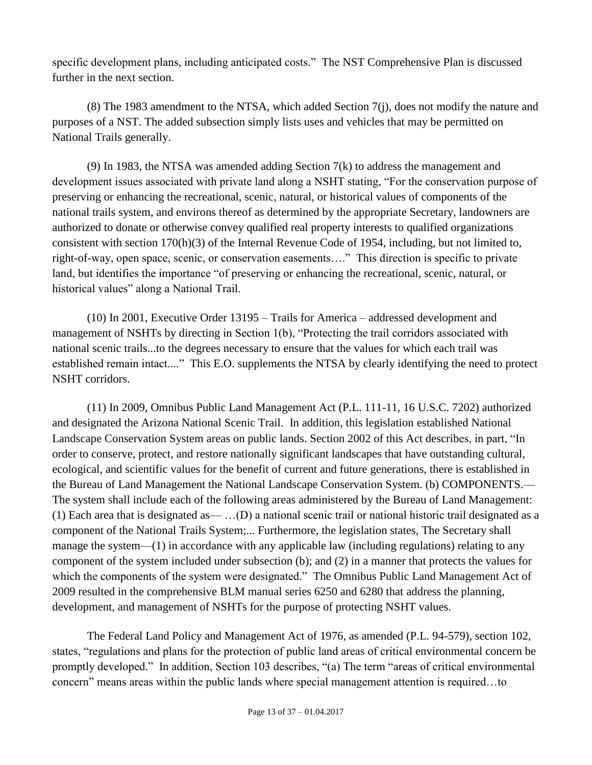specific development plans, including anticipated costs." The NST Comprehensive Plan is discussed further in the next section.

(8) The 1983 amendment to the NTSA, which added Section 7(j), does not modify the nature and purposes of a NST. The added subsection simply lists uses and vehicles that may be permitted on National Trails generally.

(9) In 1983, the NTSA was amended adding Section 7(k) to address the management and development issues associated with private land along a NSHT stating, "For the conservation purpose of preserving or enhancing the recreational, scenic, natural, or historical values of components of the national trails system, and environs thereof as determined by the appropriate Secretary, landowners are authorized to donate or otherwise convey qualified real property interests to qualified organizations consistent with section 170(h)(3) of the Internal Revenue Code of 1954, including, but not limited to, right-of-way, open space, scenic, or conservation easements…." This direction is specific to private land, but identifies the importance "of preserving or enhancing the recreational, scenic, natural, or historical values" along a National Trail.

(10) In 2001, Executive Order 13195 – Trails for America – addressed development and management of NSHTs by directing in Section 1(b), "Protecting the trail corridors associated with national scenic trails...to the degrees necessary to ensure that the values for which each trail was established remain intact...." This E.O. supplements the NTSA by clearly identifying the need to protect NSHT corridors.

(11) In 2009, Omnibus Public Land Management Act (P.L. 111-11, 16 U.S.C. 7202) authorized and designated the Arizona National Scenic Trail. In addition, this legislation established National Landscape Conservation System areas on public lands. Section 2002 of this Act describes, in part, "In order to conserve, protect, and restore nationally significant landscapes that have outstanding cultural, ecological, and scientific values for the benefit of current and future generations, there is established in the Bureau of Land Management the National Landscape Conservation System. (b) COMPONENTS.— The system shall include each of the following areas administered by the Bureau of Land Management: (1) Each area that is designated as— …(D) a national scenic trail or national historic trail designated as a component of the National Trails System;... Furthermore, the legislation states, The Secretary shall manage the system—(1) in accordance with any applicable law (including regulations) relating to any component of the system included under subsection (b); and (2) in a manner that protects the values for which the components of the system were designated." The Omnibus Public Land Management Act of 2009 resulted in the comprehensive BLM manual series 6250 and 6280 that address the planning, development, and management of NSHTs for the purpose of protecting NSHT values.

The Federal Land Policy and Management Act of 1976, as amended (P.L. 94-579), section 102, states, "regulations and plans for the protection of public land areas of critical environmental concern be promptly developed." In addition, Section 103 describes, "(a) The term "areas of critical environmental concern" means areas within the public lands where special management attention is required…to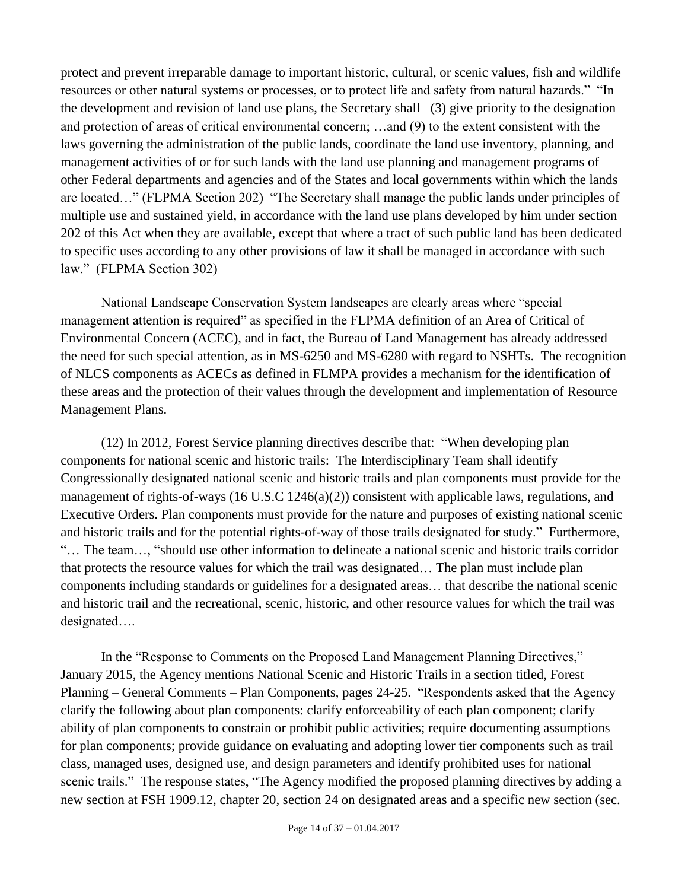protect and prevent irreparable damage to important historic, cultural, or scenic values, fish and wildlife resources or other natural systems or processes, or to protect life and safety from natural hazards." "In the development and revision of land use plans, the Secretary shall– (3) give priority to the designation and protection of areas of critical environmental concern; …and (9) to the extent consistent with the laws governing the administration of the public lands, coordinate the land use inventory, planning, and management activities of or for such lands with the land use planning and management programs of other Federal departments and agencies and of the States and local governments within which the lands are located…" (FLPMA Section 202) "The Secretary shall manage the public lands under principles of multiple use and sustained yield, in accordance with the land use plans developed by him under section 202 of this Act when they are available, except that where a tract of such public land has been dedicated to specific uses according to any other provisions of law it shall be managed in accordance with such law." (FLPMA Section 302)

National Landscape Conservation System landscapes are clearly areas where "special management attention is required" as specified in the FLPMA definition of an Area of Critical of Environmental Concern (ACEC), and in fact, the Bureau of Land Management has already addressed the need for such special attention, as in MS-6250 and MS-6280 with regard to NSHTs. The recognition of NLCS components as ACECs as defined in FLMPA provides a mechanism for the identification of these areas and the protection of their values through the development and implementation of Resource Management Plans.

(12) In 2012, Forest Service planning directives describe that: "When developing plan components for national scenic and historic trails: The Interdisciplinary Team shall identify Congressionally designated national scenic and historic trails and plan components must provide for the management of rights-of-ways (16 U.S.C 1246(a)(2)) consistent with applicable laws, regulations, and Executive Orders. Plan components must provide for the nature and purposes of existing national scenic and historic trails and for the potential rights-of-way of those trails designated for study." Furthermore, "… The team…, "should use other information to delineate a national scenic and historic trails corridor that protects the resource values for which the trail was designated… The plan must include plan components including standards or guidelines for a designated areas… that describe the national scenic and historic trail and the recreational, scenic, historic, and other resource values for which the trail was designated….

In the "Response to Comments on the Proposed Land Management Planning Directives," January 2015, the Agency mentions National Scenic and Historic Trails in a section titled, Forest Planning – General Comments – Plan Components, pages 24-25. "Respondents asked that the Agency clarify the following about plan components: clarify enforceability of each plan component; clarify ability of plan components to constrain or prohibit public activities; require documenting assumptions for plan components; provide guidance on evaluating and adopting lower tier components such as trail class, managed uses, designed use, and design parameters and identify prohibited uses for national scenic trails." The response states, "The Agency modified the proposed planning directives by adding a new section at FSH 1909.12, chapter 20, section 24 on designated areas and a specific new section (sec.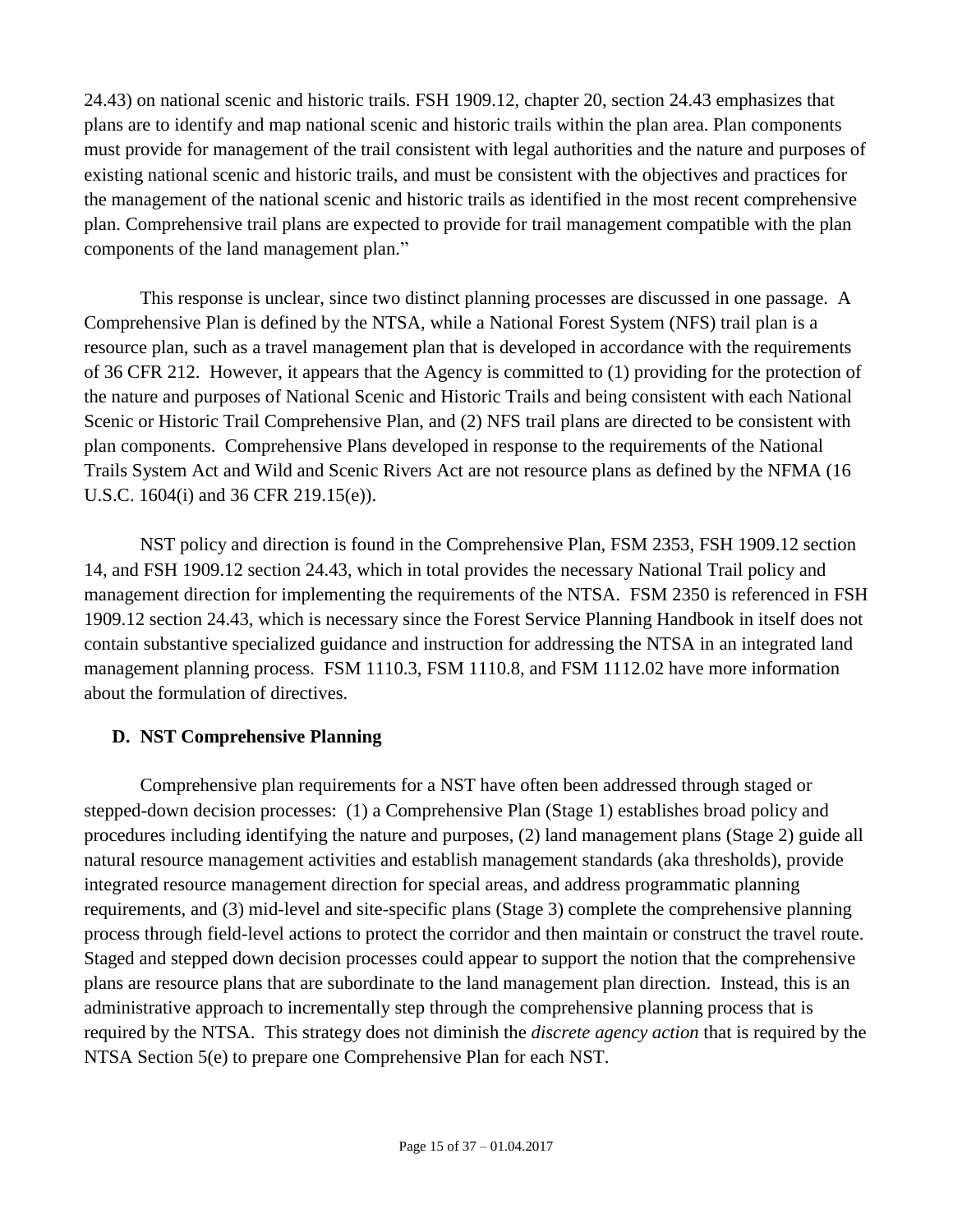24.43) on national scenic and historic trails. FSH 1909.12, chapter 20, section 24.43 emphasizes that plans are to identify and map national scenic and historic trails within the plan area. Plan components must provide for management of the trail consistent with legal authorities and the nature and purposes of existing national scenic and historic trails, and must be consistent with the objectives and practices for the management of the national scenic and historic trails as identified in the most recent comprehensive plan. Comprehensive trail plans are expected to provide for trail management compatible with the plan components of the land management plan."

This response is unclear, since two distinct planning processes are discussed in one passage. A Comprehensive Plan is defined by the NTSA, while a National Forest System (NFS) trail plan is a resource plan, such as a travel management plan that is developed in accordance with the requirements of 36 CFR 212. However, it appears that the Agency is committed to (1) providing for the protection of the nature and purposes of National Scenic and Historic Trails and being consistent with each National Scenic or Historic Trail Comprehensive Plan, and (2) NFS trail plans are directed to be consistent with plan components. Comprehensive Plans developed in response to the requirements of the National Trails System Act and Wild and Scenic Rivers Act are not resource plans as defined by the NFMA (16 U.S.C. 1604(i) and 36 CFR 219.15(e)).

NST policy and direction is found in the Comprehensive Plan, FSM 2353, FSH 1909.12 section 14, and FSH 1909.12 section 24.43, which in total provides the necessary National Trail policy and management direction for implementing the requirements of the NTSA. FSM 2350 is referenced in FSH 1909.12 section 24.43, which is necessary since the Forest Service Planning Handbook in itself does not contain substantive specialized guidance and instruction for addressing the NTSA in an integrated land management planning process. FSM 1110.3, FSM 1110.8, and FSM 1112.02 have more information about the formulation of directives.

### D. NST Comprehensive Planning

Comprehensive plan requirements for a NST have often been addressed through staged or stepped-down decision processes: (1) a Comprehensive Plan (Stage 1) establishes broad policy and procedures including identifying the nature and purposes, (2) land management plans (Stage 2) guide all natural resource management activities and establish management standards (aka thresholds), provide integrated resource management direction for special areas, and address programmatic planning requirements, and (3) mid-level and site-specific plans (Stage 3) complete the comprehensive planning process through field-level actions to protect the corridor and then maintain or construct the travel route. Staged and stepped down decision processes could appear to support the notion that the comprehensive plans are resource plans that are subordinate to the land management plan direction. Instead, this is an administrative approach to incrementally step through the comprehensive planning process that is required by the NTSA. This strategy does not diminish the *discrete agency action* that is required by the NTSA Section 5(e) to prepare one Comprehensive Plan for each NST.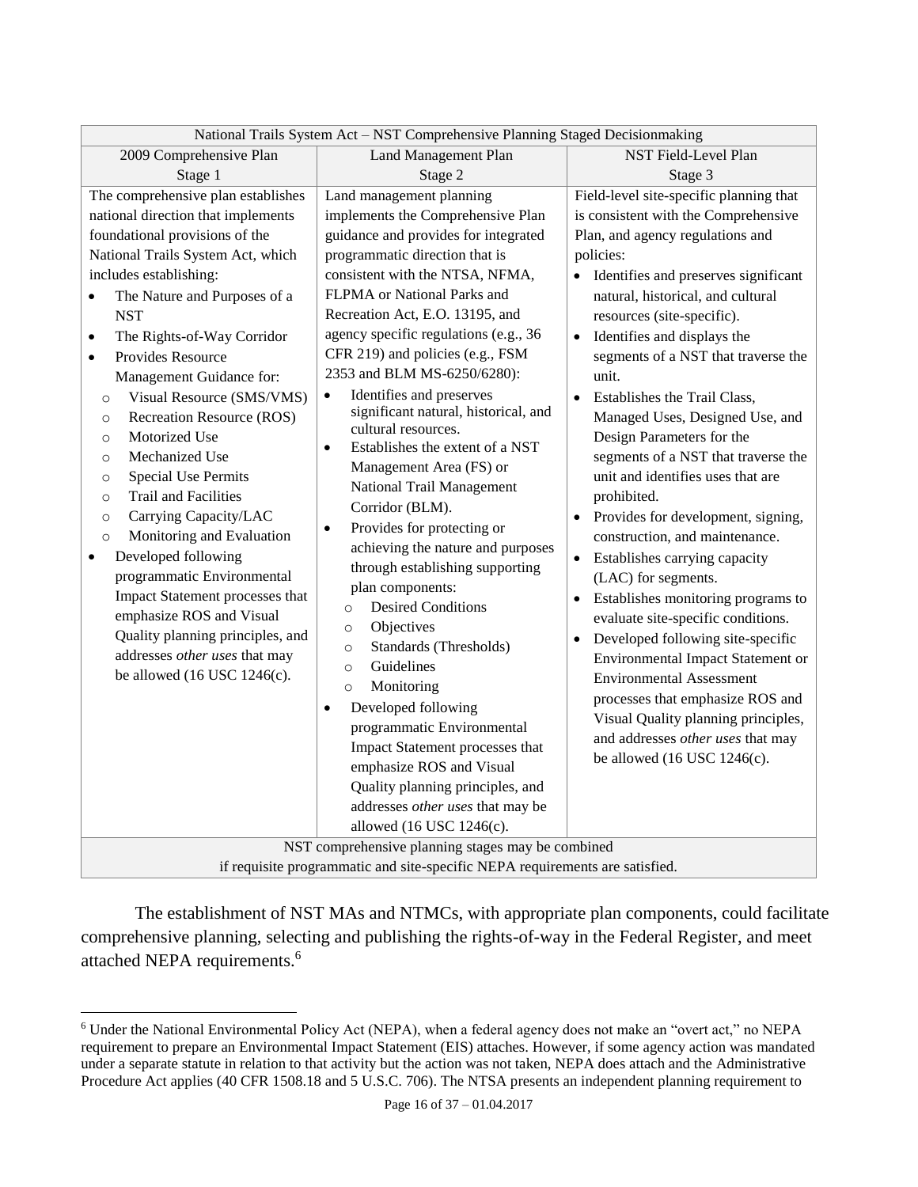| National Trails System Act – NST Comprehensive Planning Staged Decisionmaking | | |
|---|---|---|
| 2009 Comprehensive Plan<br>Stage 1 | Land Management Plan<br>Stage 2 | NST Field-Level Plan<br>Stage 3 |
| The comprehensive plan establishes national direction that implements foundational provisions of the National Trails System Act, which includes establishing:<br>• The Nature and Purposes of a NST<br>• The Rights-of-Way Corridor<br>• Provides Resource Management Guidance for:<br>  ○ Visual Resource (SMS/VMS)<br>  ○ Recreation Resource (ROS)<br>  ○ Motorized Use<br>  ○ Mechanized Use<br>  ○ Special Use Permits<br>  ○ Trail and Facilities<br>  ○ Carrying Capacity/LAC<br>  ○ Monitoring and Evaluation<br>• Developed following programmatic Environmental Impact Statement processes that emphasize ROS and Visual Quality planning principles, and addresses *other uses* that may be allowed (16 USC 1246(c). | Land management planning implements the Comprehensive Plan guidance and provides for integrated programmatic direction that is consistent with the NTSA, NFMA, FLPMA or National Parks and Recreation Act, E.O. 13195, and agency specific regulations (e.g., 36 CFR 219) and policies (e.g., FSM 2353 and BLM MS-6250/6280):<br>• Identifies and preserves significant natural, historical, and cultural resources.<br>• Establishes the extent of a NST Management Area (FS) or National Trail Management Corridor (BLM).<br>• Provides for protecting or achieving the nature and purposes through establishing supporting plan components:<br>  ○ Desired Conditions<br>  ○ Objectives<br>  ○ Standards (Thresholds)<br>  ○ Guidelines<br>  ○ Monitoring<br>• Developed following programmatic Environmental Impact Statement processes that emphasize ROS and Visual Quality planning principles, and addresses *other uses* that may be allowed (16 USC 1246(c). | Field-level site-specific planning that is consistent with the Comprehensive Plan, and agency regulations and policies:<br>• Identifies and preserves significant natural, historical, and cultural resources (site-specific).<br>• Identifies and displays the segments of a NST that traverse the unit.<br>• Establishes the Trail Class, Managed Uses, Designed Use, and Design Parameters for the segments of a NST that traverse the unit and identifies uses that are prohibited.<br>• Provides for development, signing, construction, and maintenance.<br>• Establishes carrying capacity (LAC) for segments.<br>• Establishes monitoring programs to evaluate site-specific conditions.<br>• Developed following site-specific Environmental Impact Statement or Environmental Assessment processes that emphasize ROS and Visual Quality planning principles, and addresses *other uses* that may be allowed (16 USC 1246(c). |
| NST comprehensive planning stages may be combined if requisite programmatic and site-specific NEPA requirements are satisfied. | | |

The establishment of NST MAs and NTMCs, with appropriate plan components, could facilitate comprehensive planning, selecting and publishing the rights-of-way in the Federal Register, and meet attached NEPA requirements.[6]

[6] Under the National Environmental Policy Act (NEPA), when a federal agency does not make an "overt act," no NEPA requirement to prepare an Environmental Impact Statement (EIS) attaches. However, if some agency action was mandated under a separate statute in relation to that activity but the action was not taken, NEPA does attach and the Administrative Procedure Act applies (40 CFR 1508.18 and 5 U.S.C. 706). The NTSA presents an independent planning requirement to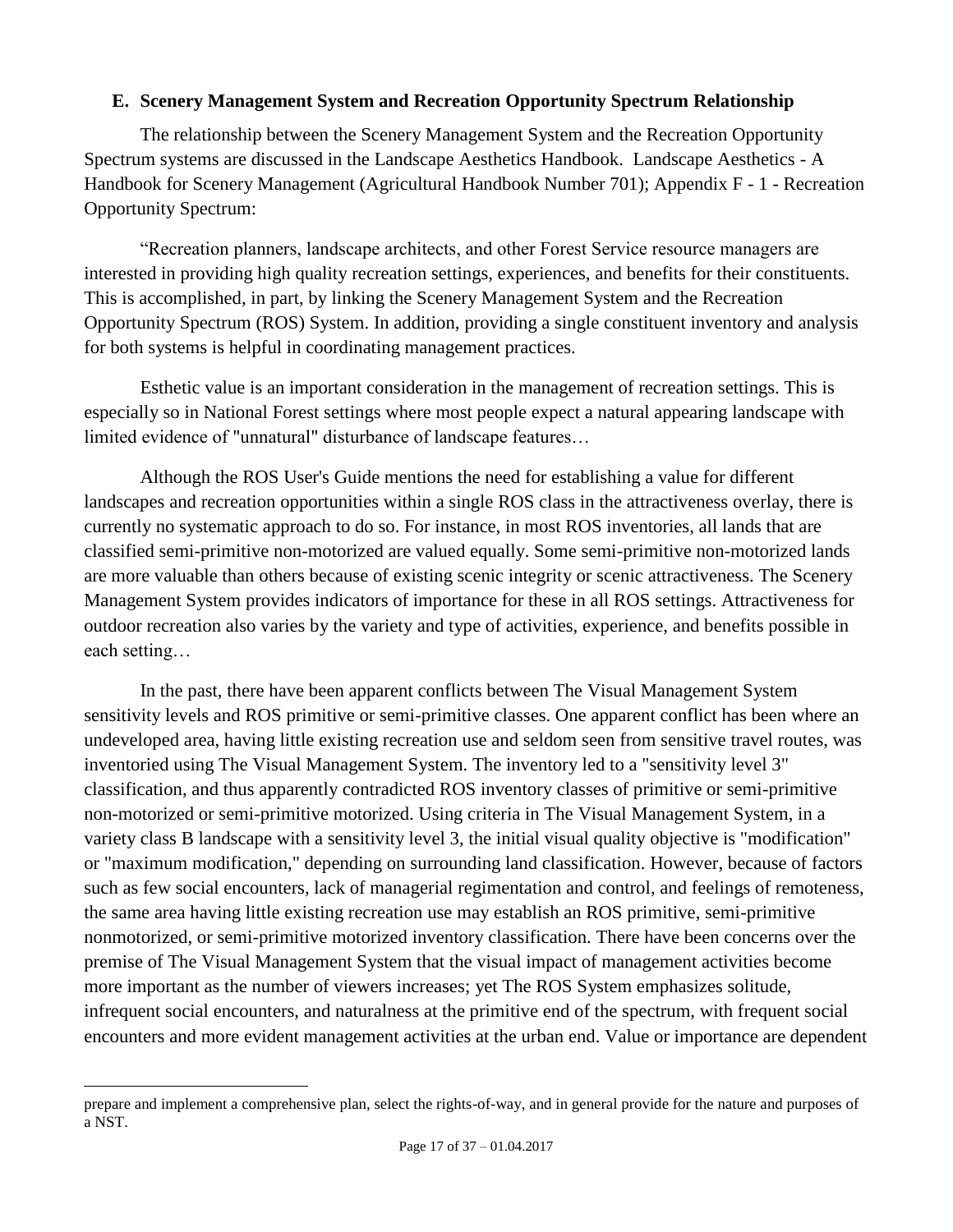### E. Scenery Management System and Recreation Opportunity Spectrum Relationship

The relationship between the Scenery Management System and the Recreation Opportunity Spectrum systems are discussed in the Landscape Aesthetics Handbook. Landscape Aesthetics - A Handbook for Scenery Management (Agricultural Handbook Number 701); Appendix F - 1 - Recreation Opportunity Spectrum:

"Recreation planners, landscape architects, and other Forest Service resource managers are interested in providing high quality recreation settings, experiences, and benefits for their constituents. This is accomplished, in part, by linking the Scenery Management System and the Recreation Opportunity Spectrum (ROS) System. In addition, providing a single constituent inventory and analysis for both systems is helpful in coordinating management practices.

Esthetic value is an important consideration in the management of recreation settings. This is especially so in National Forest settings where most people expect a natural appearing landscape with limited evidence of "unnatural" disturbance of landscape features…

Although the ROS User's Guide mentions the need for establishing a value for different landscapes and recreation opportunities within a single ROS class in the attractiveness overlay, there is currently no systematic approach to do so. For instance, in most ROS inventories, all lands that are classified semi-primitive non-motorized are valued equally. Some semi-primitive non-motorized lands are more valuable than others because of existing scenic integrity or scenic attractiveness. The Scenery Management System provides indicators of importance for these in all ROS settings. Attractiveness for outdoor recreation also varies by the variety and type of activities, experience, and benefits possible in each setting…

In the past, there have been apparent conflicts between The Visual Management System sensitivity levels and ROS primitive or semi-primitive classes. One apparent conflict has been where an undeveloped area, having little existing recreation use and seldom seen from sensitive travel routes, was inventoried using The Visual Management System. The inventory led to a "sensitivity level 3" classification, and thus apparently contradicted ROS inventory classes of primitive or semi-primitive non-motorized or semi-primitive motorized. Using criteria in The Visual Management System, in a variety class B landscape with a sensitivity level 3, the initial visual quality objective is "modification" or "maximum modification," depending on surrounding land classification. However, because of factors such as few social encounters, lack of managerial regimentation and control, and feelings of remoteness, the same area having little existing recreation use may establish an ROS primitive, semi-primitive nonmotorized, or semi-primitive motorized inventory classification. There have been concerns over the premise of The Visual Management System that the visual impact of management activities become more important as the number of viewers increases; yet The ROS System emphasizes solitude, infrequent social encounters, and naturalness at the primitive end of the spectrum, with frequent social encounters and more evident management activities at the urban end. Value or importance are dependent

prepare and implement a comprehensive plan, select the rights-of-way, and in general provide for the nature and purposes of a NST.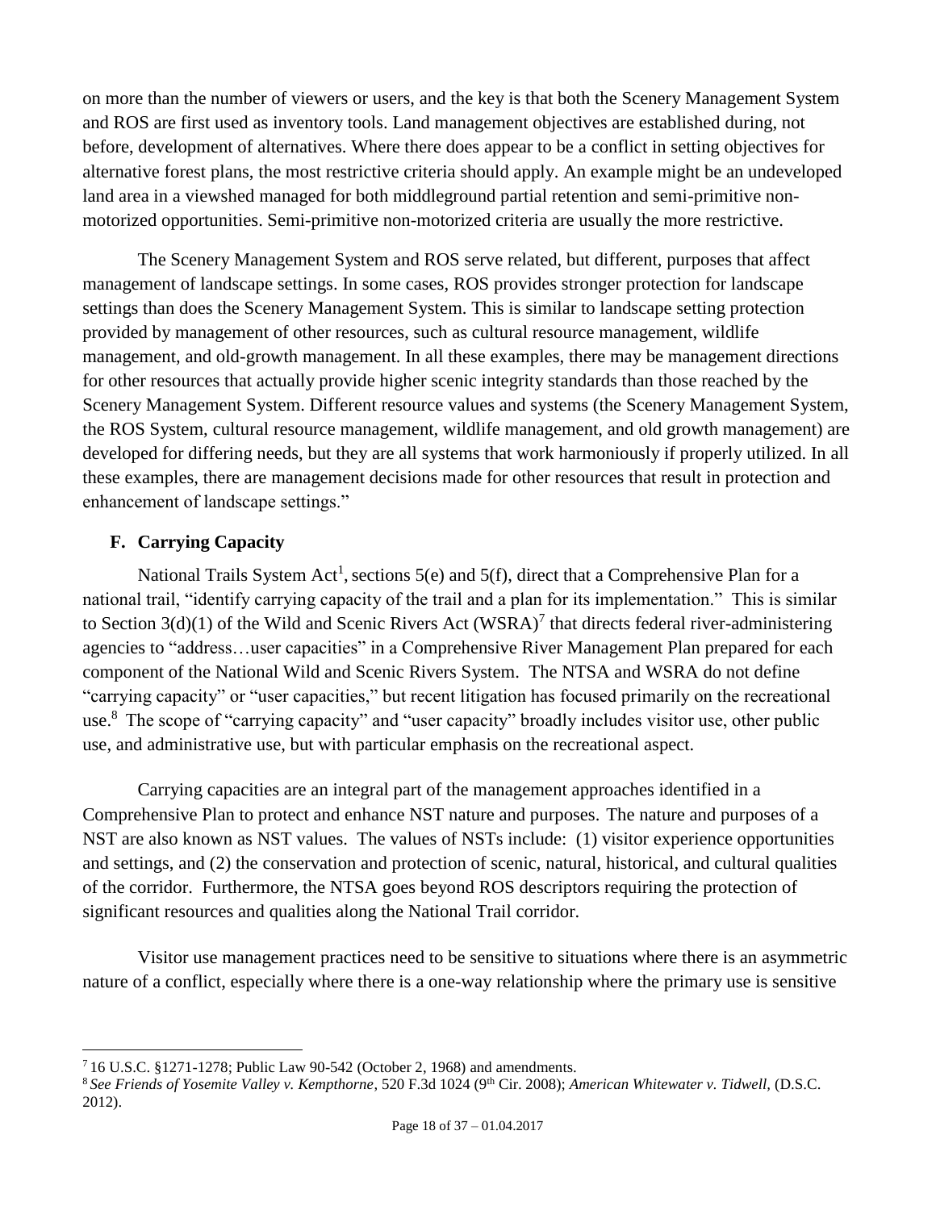on more than the number of viewers or users, and the key is that both the Scenery Management System and ROS are first used as inventory tools. Land management objectives are established during, not before, development of alternatives. Where there does appear to be a conflict in setting objectives for alternative forest plans, the most restrictive criteria should apply. An example might be an undeveloped land area in a viewshed managed for both middleground partial retention and semi-primitive non-motorized opportunities. Semi-primitive non-motorized criteria are usually the more restrictive.

The Scenery Management System and ROS serve related, but different, purposes that affect management of landscape settings. In some cases, ROS provides stronger protection for landscape settings than does the Scenery Management System. This is similar to landscape setting protection provided by management of other resources, such as cultural resource management, wildlife management, and old-growth management. In all these examples, there may be management directions for other resources that actually provide higher scenic integrity standards than those reached by the Scenery Management System. Different resource values and systems (the Scenery Management System, the ROS System, cultural resource management, wildlife management, and old growth management) are developed for differing needs, but they are all systems that work harmoniously if properly utilized. In all these examples, there are management decisions made for other resources that result in protection and enhancement of landscape settings."

## F. Carrying Capacity

National Trails System Act[1], sections 5(e) and 5(f), direct that a Comprehensive Plan for a national trail, "identify carrying capacity of the trail and a plan for its implementation." This is similar to Section 3(d)(1) of the Wild and Scenic Rivers Act (WSRA)[7] that directs federal river-administering agencies to "address…user capacities" in a Comprehensive River Management Plan prepared for each component of the National Wild and Scenic Rivers System. The NTSA and WSRA do not define "carrying capacity" or "user capacities," but recent litigation has focused primarily on the recreational use.[8] The scope of "carrying capacity" and "user capacity" broadly includes visitor use, other public use, and administrative use, but with particular emphasis on the recreational aspect.

Carrying capacities are an integral part of the management approaches identified in a Comprehensive Plan to protect and enhance NST nature and purposes. The nature and purposes of a NST are also known as NST values. The values of NSTs include: (1) visitor experience opportunities and settings, and (2) the conservation and protection of scenic, natural, historical, and cultural qualities of the corridor. Furthermore, the NTSA goes beyond ROS descriptors requiring the protection of significant resources and qualities along the National Trail corridor.

Visitor use management practices need to be sensitive to situations where there is an asymmetric nature of a conflict, especially where there is a one-way relationship where the primary use is sensitive

---

[7] 16 U.S.C. §1271-1278; Public Law 90-542 (October 2, 1968) and amendments.

[8] *See Friends of Yosemite Valley v. Kempthorne*, 520 F.3d 1024 (9th Cir. 2008); *American Whitewater v. Tidwell*, (D.S.C. 2012).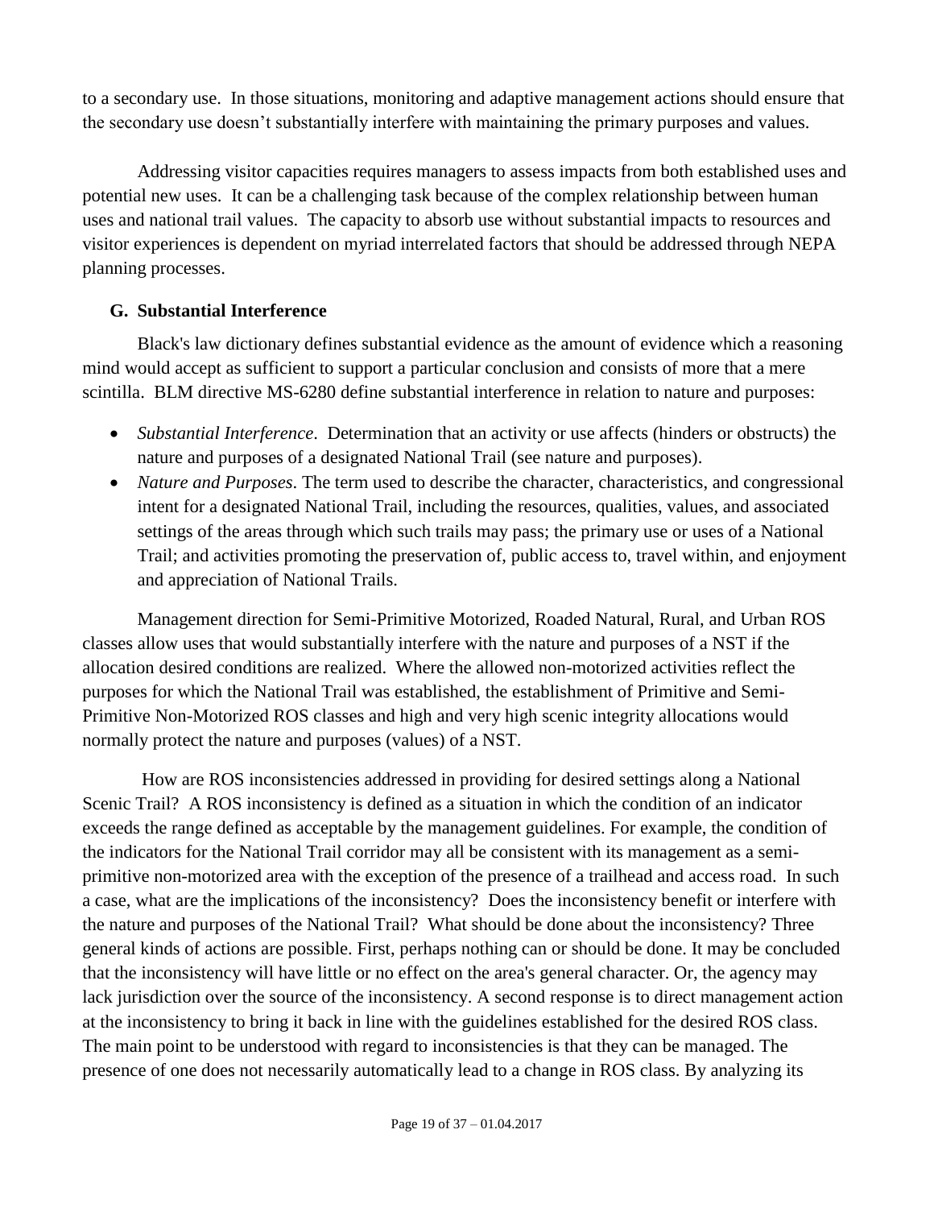to a secondary use. In those situations, monitoring and adaptive management actions should ensure that the secondary use doesn't substantially interfere with maintaining the primary purposes and values.

Addressing visitor capacities requires managers to assess impacts from both established uses and potential new uses. It can be a challenging task because of the complex relationship between human uses and national trail values. The capacity to absorb use without substantial impacts to resources and visitor experiences is dependent on myriad interrelated factors that should be addressed through NEPA planning processes.

### G. Substantial Interference

Black's law dictionary defines substantial evidence as the amount of evidence which a reasoning mind would accept as sufficient to support a particular conclusion and consists of more that a mere scintilla. BLM directive MS-6280 define substantial interference in relation to nature and purposes:

- *Substantial Interference*. Determination that an activity or use affects (hinders or obstructs) the nature and purposes of a designated National Trail (see nature and purposes).
- *Nature and Purposes*. The term used to describe the character, characteristics, and congressional intent for a designated National Trail, including the resources, qualities, values, and associated settings of the areas through which such trails may pass; the primary use or uses of a National Trail; and activities promoting the preservation of, public access to, travel within, and enjoyment and appreciation of National Trails.

Management direction for Semi-Primitive Motorized, Roaded Natural, Rural, and Urban ROS classes allow uses that would substantially interfere with the nature and purposes of a NST if the allocation desired conditions are realized. Where the allowed non-motorized activities reflect the purposes for which the National Trail was established, the establishment of Primitive and Semi-Primitive Non-Motorized ROS classes and high and very high scenic integrity allocations would normally protect the nature and purposes (values) of a NST.

How are ROS inconsistencies addressed in providing for desired settings along a National Scenic Trail? A ROS inconsistency is defined as a situation in which the condition of an indicator exceeds the range defined as acceptable by the management guidelines. For example, the condition of the indicators for the National Trail corridor may all be consistent with its management as a semi-primitive non-motorized area with the exception of the presence of a trailhead and access road. In such a case, what are the implications of the inconsistency? Does the inconsistency benefit or interfere with the nature and purposes of the National Trail? What should be done about the inconsistency? Three general kinds of actions are possible. First, perhaps nothing can or should be done. It may be concluded that the inconsistency will have little or no effect on the area's general character. Or, the agency may lack jurisdiction over the source of the inconsistency. A second response is to direct management action at the inconsistency to bring it back in line with the guidelines established for the desired ROS class. The main point to be understood with regard to inconsistencies is that they can be managed. The presence of one does not necessarily automatically lead to a change in ROS class. By analyzing its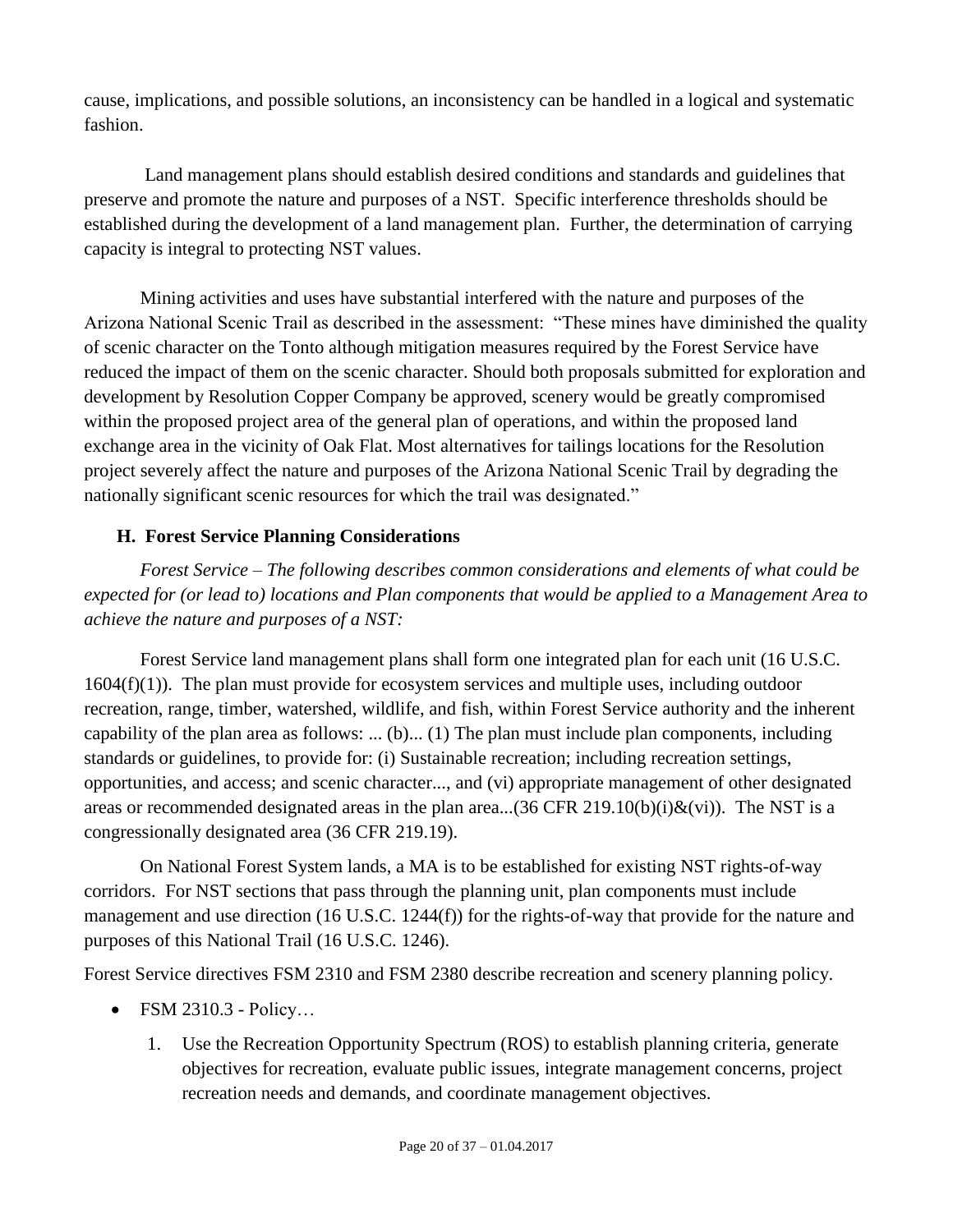cause, implications, and possible solutions, an inconsistency can be handled in a logical and systematic fashion.

Land management plans should establish desired conditions and standards and guidelines that preserve and promote the nature and purposes of a NST. Specific interference thresholds should be established during the development of a land management plan. Further, the determination of carrying capacity is integral to protecting NST values.

Mining activities and uses have substantial interfered with the nature and purposes of the Arizona National Scenic Trail as described in the assessment: "These mines have diminished the quality of scenic character on the Tonto although mitigation measures required by the Forest Service have reduced the impact of them on the scenic character. Should both proposals submitted for exploration and development by Resolution Copper Company be approved, scenery would be greatly compromised within the proposed project area of the general plan of operations, and within the proposed land exchange area in the vicinity of Oak Flat. Most alternatives for tailings locations for the Resolution project severely affect the nature and purposes of the Arizona National Scenic Trail by degrading the nationally significant scenic resources for which the trail was designated."

### H. Forest Service Planning Considerations

*Forest Service – The following describes common considerations and elements of what could be expected for (or lead to) locations and Plan components that would be applied to a Management Area to achieve the nature and purposes of a NST:*

Forest Service land management plans shall form one integrated plan for each unit (16 U.S.C. 1604(f)(1)). The plan must provide for ecosystem services and multiple uses, including outdoor recreation, range, timber, watershed, wildlife, and fish, within Forest Service authority and the inherent capability of the plan area as follows: ... (b)... (1) The plan must include plan components, including standards or guidelines, to provide for: (i) Sustainable recreation; including recreation settings, opportunities, and access; and scenic character..., and (vi) appropriate management of other designated areas or recommended designated areas in the plan area...(36 CFR 219.10(b)(i)&(vi)). The NST is a congressionally designated area (36 CFR 219.19).

On National Forest System lands, a MA is to be established for existing NST rights-of-way corridors. For NST sections that pass through the planning unit, plan components must include management and use direction (16 U.S.C. 1244(f)) for the rights-of-way that provide for the nature and purposes of this National Trail (16 U.S.C. 1246).

Forest Service directives FSM 2310 and FSM 2380 describe recreation and scenery planning policy.

- FSM 2310.3 - Policy…
    1. Use the Recreation Opportunity Spectrum (ROS) to establish planning criteria, generate objectives for recreation, evaluate public issues, integrate management concerns, project recreation needs and demands, and coordinate management objectives.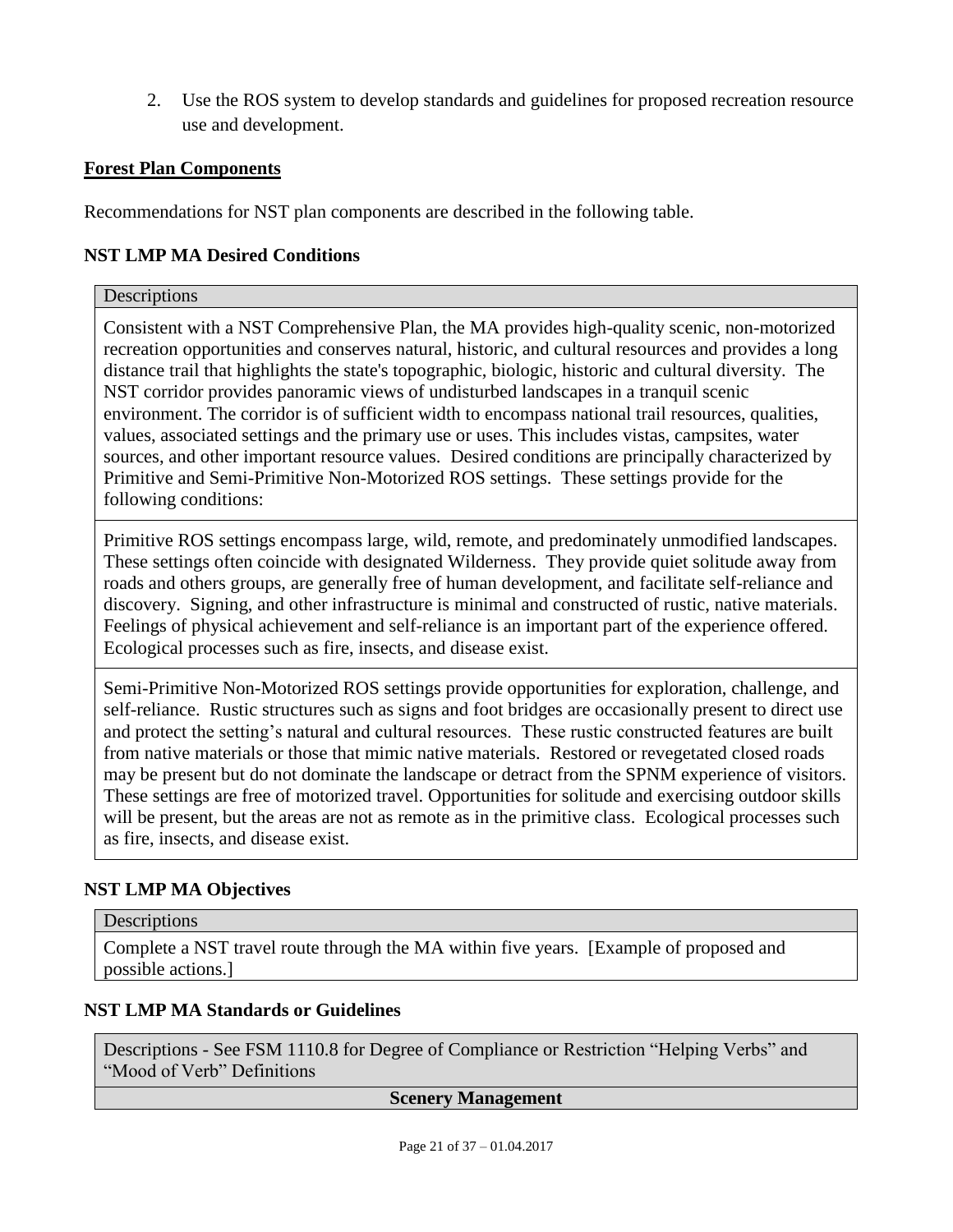2. Use the ROS system to develop standards and guidelines for proposed recreation resource use and development.

**Forest Plan Components**

Recommendations for NST plan components are described in the following table.

### NST LMP MA Desired Conditions

| Descriptions |
| --- |
| Consistent with a NST Comprehensive Plan, the MA provides high-quality scenic, non-motorized recreation opportunities and conserves natural, historic, and cultural resources and provides a long distance trail that highlights the state's topographic, biologic, historic and cultural diversity. The NST corridor provides panoramic views of undisturbed landscapes in a tranquil scenic environment. The corridor is of sufficient width to encompass national trail resources, qualities, values, associated settings and the primary use or uses. This includes vistas, campsites, water sources, and other important resource values. Desired conditions are principally characterized by Primitive and Semi-Primitive Non-Motorized ROS settings. These settings provide for the following conditions: |
| Primitive ROS settings encompass large, wild, remote, and predominately unmodified landscapes. These settings often coincide with designated Wilderness. They provide quiet solitude away from roads and others groups, are generally free of human development, and facilitate self-reliance and discovery. Signing, and other infrastructure is minimal and constructed of rustic, native materials. Feelings of physical achievement and self-reliance is an important part of the experience offered. Ecological processes such as fire, insects, and disease exist. |
| Semi-Primitive Non-Motorized ROS settings provide opportunities for exploration, challenge, and self-reliance. Rustic structures such as signs and foot bridges are occasionally present to direct use and protect the setting's natural and cultural resources. These rustic constructed features are built from native materials or those that mimic native materials. Restored or revegetated closed roads may be present but do not dominate the landscape or detract from the SPNM experience of visitors. These settings are free of motorized travel. Opportunities for solitude and exercising outdoor skills will be present, but the areas are not as remote as in the primitive class. Ecological processes such as fire, insects, and disease exist. |

### NST LMP MA Objectives

| Descriptions |
| --- |
| Complete a NST travel route through the MA within five years. [Example of proposed and possible actions.] |

### NST LMP MA Standards or Guidelines

| Descriptions - See FSM 1110.8 for Degree of Compliance or Restriction "Helping Verbs" and "Mood of Verb" Definitions |
| --- |
| **Scenery Management** |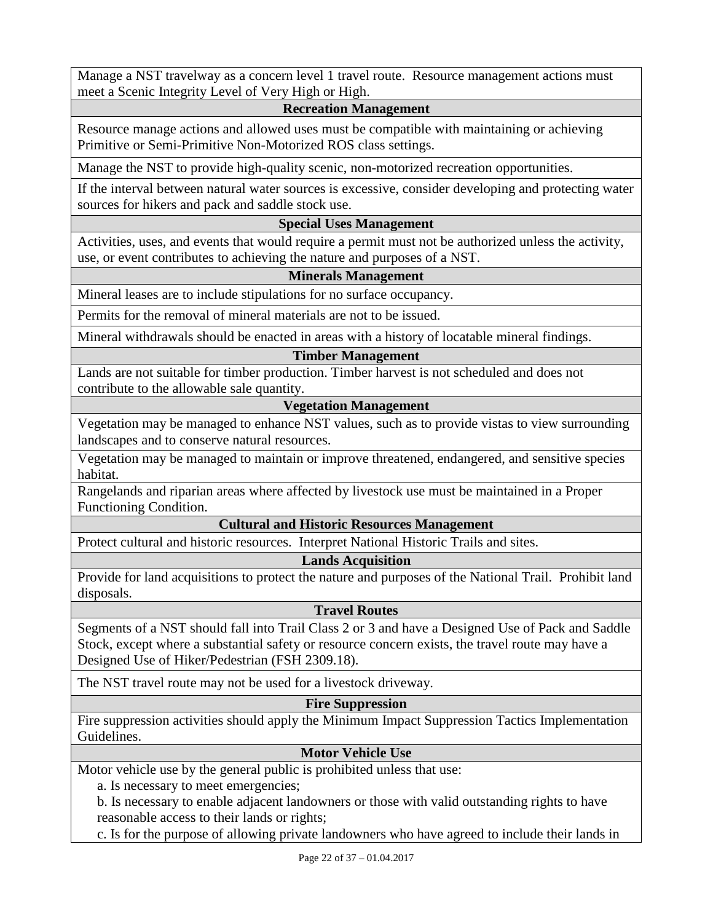| Manage a NST travelway as a concern level 1 travel route. Resource management actions must meet a Scenic Integrity Level of Very High or High. |
|---|
| **Recreation Management** |
| Resource manage actions and allowed uses must be compatible with maintaining or achieving Primitive or Semi-Primitive Non-Motorized ROS class settings. |
| Manage the NST to provide high-quality scenic, non-motorized recreation opportunities. |
| If the interval between natural water sources is excessive, consider developing and protecting water sources for hikers and pack and saddle stock use. |
| **Special Uses Management** |
| Activities, uses, and events that would require a permit must not be authorized unless the activity, use, or event contributes to achieving the nature and purposes of a NST. |
| **Minerals Management** |
| Mineral leases are to include stipulations for no surface occupancy. |
| Permits for the removal of mineral materials are not to be issued. |
| Mineral withdrawals should be enacted in areas with a history of locatable mineral findings. |
| **Timber Management** |
| Lands are not suitable for timber production. Timber harvest is not scheduled and does not contribute to the allowable sale quantity. |
| **Vegetation Management** |
| Vegetation may be managed to enhance NST values, such as to provide vistas to view surrounding landscapes and to conserve natural resources. |
| Vegetation may be managed to maintain or improve threatened, endangered, and sensitive species habitat. |
| Rangelands and riparian areas where affected by livestock use must be maintained in a Proper Functioning Condition. |
| **Cultural and Historic Resources Management** |
| Protect cultural and historic resources. Interpret National Historic Trails and sites. |
| **Lands Acquisition** |
| Provide for land acquisitions to protect the nature and purposes of the National Trail. Prohibit land disposals. |
| **Travel Routes** |
| Segments of a NST should fall into Trail Class 2 or 3 and have a Designed Use of Pack and Saddle Stock, except where a substantial safety or resource concern exists, the travel route may have a Designed Use of Hiker/Pedestrian (FSH 2309.18). |
| The NST travel route may not be used for a livestock driveway. |
| **Fire Suppression** |
| Fire suppression activities should apply the Minimum Impact Suppression Tactics Implementation Guidelines. |
| **Motor Vehicle Use** |
| Motor vehicle use by the general public is prohibited unless that use:<br>a. Is necessary to meet emergencies;<br>b. Is necessary to enable adjacent landowners or those with valid outstanding rights to have reasonable access to their lands or rights;<br>c. Is for the purpose of allowing private landowners who have agreed to include their lands in |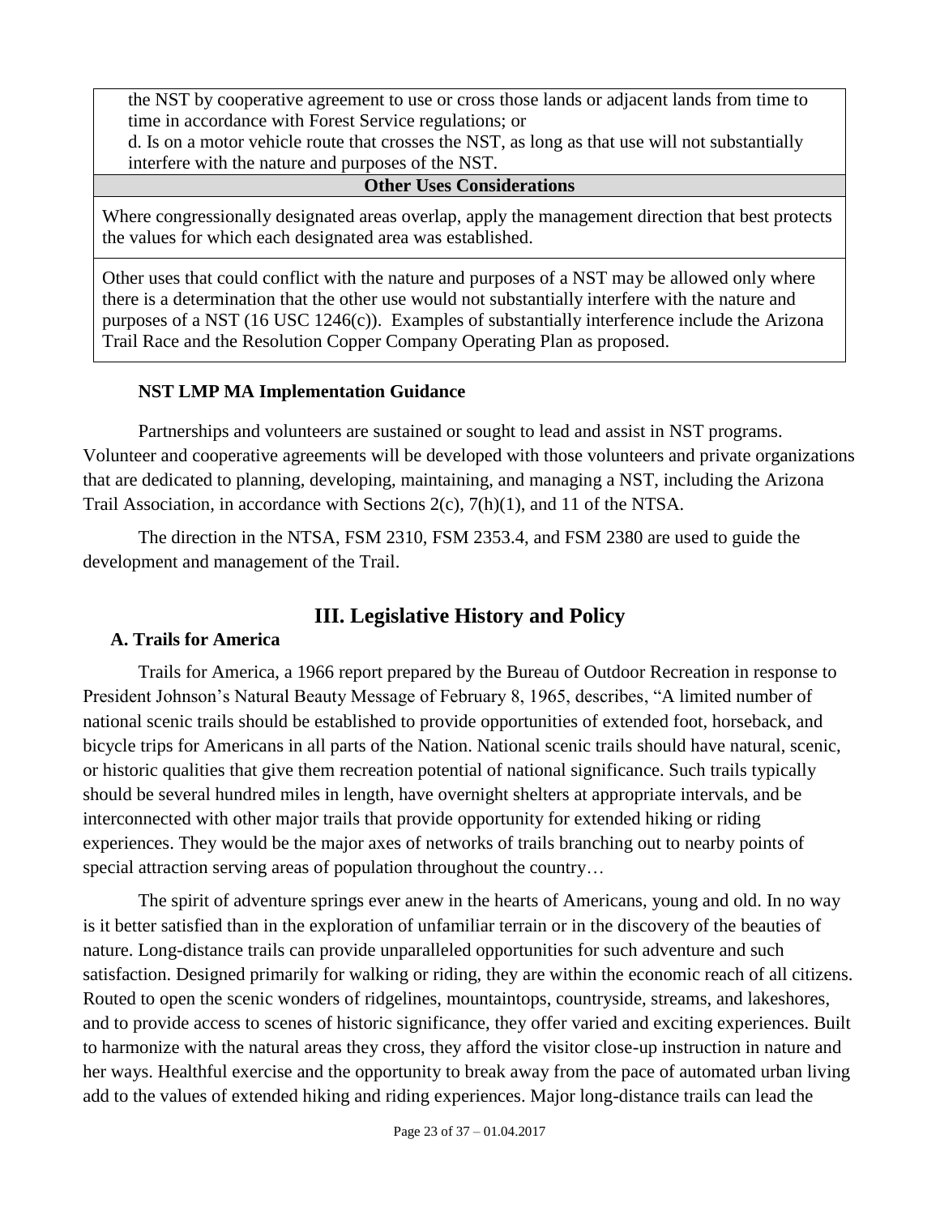| |
|---|
| the NST by cooperative agreement to use or cross those lands or adjacent lands from time to time in accordance with Forest Service regulations; or<br>d. Is on a motor vehicle route that crosses the NST, as long as that use will not substantially interfere with the nature and purposes of the NST. |
| **Other Uses Considerations** |
| Where congressionally designated areas overlap, apply the management direction that best protects the values for which each designated area was established. |
| Other uses that could conflict with the nature and purposes of a NST may be allowed only where there is a determination that the other use would not substantially interfere with the nature and purposes of a NST (16 USC 1246(c)). Examples of substantially interference include the Arizona Trail Race and the Resolution Copper Company Operating Plan as proposed. |

### NST LMP MA Implementation Guidance

Partnerships and volunteers are sustained or sought to lead and assist in NST programs. Volunteer and cooperative agreements will be developed with those volunteers and private organizations that are dedicated to planning, developing, maintaining, and managing a NST, including the Arizona Trail Association, in accordance with Sections 2(c), 7(h)(1), and 11 of the NTSA.

The direction in the NTSA, FSM 2310, FSM 2353.4, and FSM 2380 are used to guide the development and management of the Trail.

## III. Legislative History and Policy

### A. Trails for America

Trails for America, a 1966 report prepared by the Bureau of Outdoor Recreation in response to President Johnson's Natural Beauty Message of February 8, 1965, describes, "A limited number of national scenic trails should be established to provide opportunities of extended foot, horseback, and bicycle trips for Americans in all parts of the Nation. National scenic trails should have natural, scenic, or historic qualities that give them recreation potential of national significance. Such trails typically should be several hundred miles in length, have overnight shelters at appropriate intervals, and be interconnected with other major trails that provide opportunity for extended hiking or riding experiences. They would be the major axes of networks of trails branching out to nearby points of special attraction serving areas of population throughout the country…

The spirit of adventure springs ever anew in the hearts of Americans, young and old. In no way is it better satisfied than in the exploration of unfamiliar terrain or in the discovery of the beauties of nature. Long-distance trails can provide unparalleled opportunities for such adventure and such satisfaction. Designed primarily for walking or riding, they are within the economic reach of all citizens. Routed to open the scenic wonders of ridgelines, mountaintops, countryside, streams, and lakeshores, and to provide access to scenes of historic significance, they offer varied and exciting experiences. Built to harmonize with the natural areas they cross, they afford the visitor close-up instruction in nature and her ways. Healthful exercise and the opportunity to break away from the pace of automated urban living add to the values of extended hiking and riding experiences. Major long-distance trails can lead the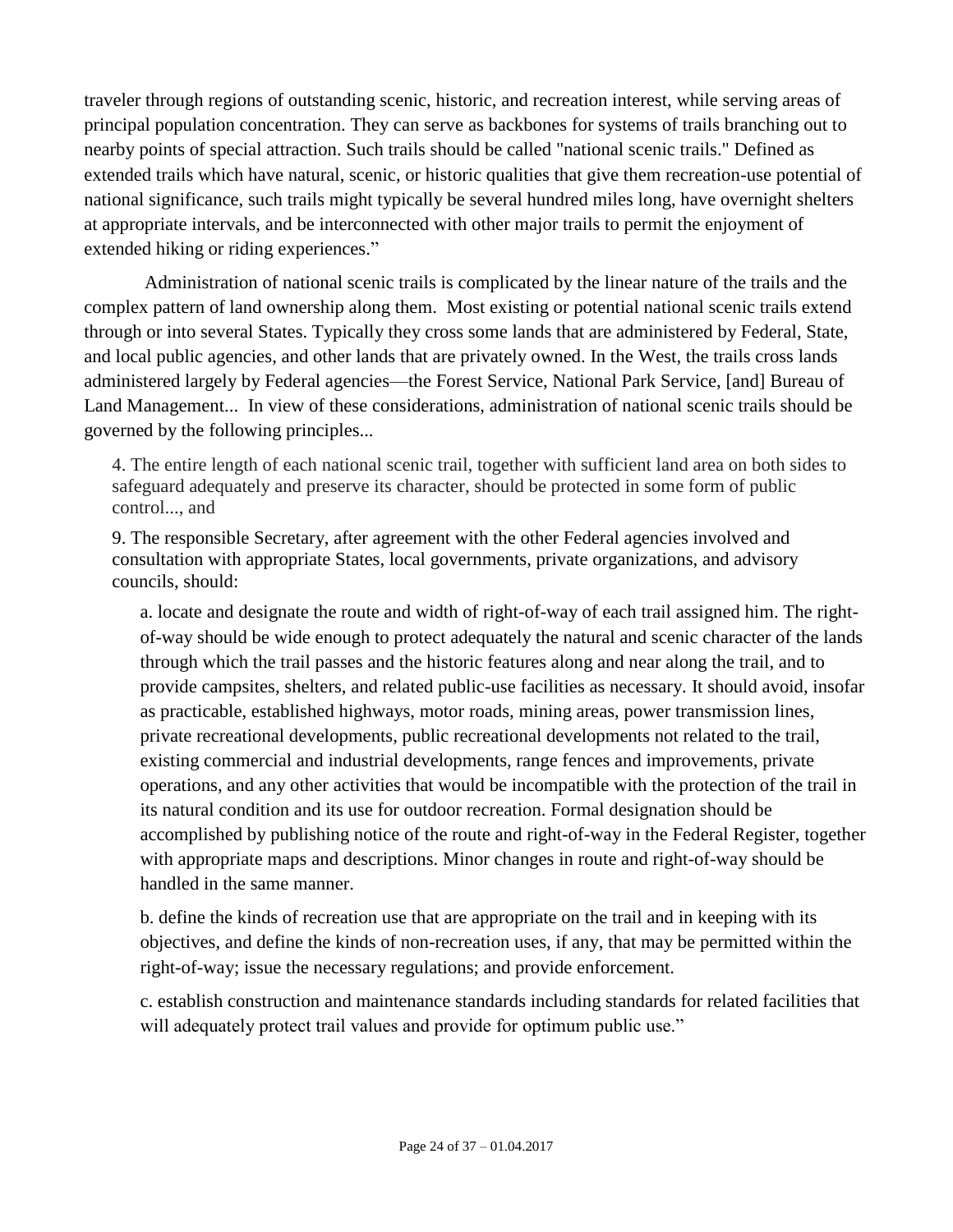traveler through regions of outstanding scenic, historic, and recreation interest, while serving areas of principal population concentration. They can serve as backbones for systems of trails branching out to nearby points of special attraction. Such trails should be called "national scenic trails." Defined as extended trails which have natural, scenic, or historic qualities that give them recreation-use potential of national significance, such trails might typically be several hundred miles long, have overnight shelters at appropriate intervals, and be interconnected with other major trails to permit the enjoyment of extended hiking or riding experiences."

Administration of national scenic trails is complicated by the linear nature of the trails and the complex pattern of land ownership along them. Most existing or potential national scenic trails extend through or into several States. Typically they cross some lands that are administered by Federal, State, and local public agencies, and other lands that are privately owned. In the West, the trails cross lands administered largely by Federal agencies—the Forest Service, National Park Service, [and] Bureau of Land Management... In view of these considerations, administration of national scenic trails should be governed by the following principles...

> 4. The entire length of each national scenic trail, together with sufficient land area on both sides to safeguard adequately and preserve its character, should be protected in some form of public control..., and
>
> 9. The responsible Secretary, after agreement with the other Federal agencies involved and consultation with appropriate States, local governments, private organizations, and advisory councils, should:
>
> > a. locate and designate the route and width of right-of-way of each trail assigned him. The right-of-way should be wide enough to protect adequately the natural and scenic character of the lands through which the trail passes and the historic features along and near along the trail, and to provide campsites, shelters, and related public-use facilities as necessary. It should avoid, insofar as practicable, established highways, motor roads, mining areas, power transmission lines, private recreational developments, public recreational developments not related to the trail, existing commercial and industrial developments, range fences and improvements, private operations, and any other activities that would be incompatible with the protection of the trail in its natural condition and its use for outdoor recreation. Formal designation should be accomplished by publishing notice of the route and right-of-way in the Federal Register, together with appropriate maps and descriptions. Minor changes in route and right-of-way should be handled in the same manner.
> >
> > b. define the kinds of recreation use that are appropriate on the trail and in keeping with its objectives, and define the kinds of non-recreation uses, if any, that may be permitted within the right-of-way; issue the necessary regulations; and provide enforcement.
> >
> > c. establish construction and maintenance standards including standards for related facilities that will adequately protect trail values and provide for optimum public use."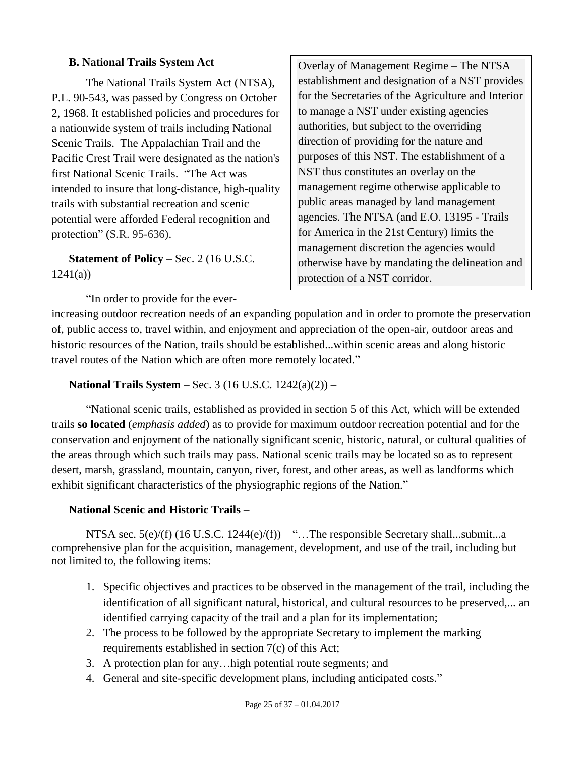### B. National Trails System Act

The National Trails System Act (NTSA), P.L. 90-543, was passed by Congress on October 2, 1968. It established policies and procedures for a nationwide system of trails including National Scenic Trails. The Appalachian Trail and the Pacific Crest Trail were designated as the nation's first National Scenic Trails. "The Act was intended to insure that long-distance, high-quality trails with substantial recreation and scenic potential were afforded Federal recognition and protection" (S.R. 95-636).

> Overlay of Management Regime – The NTSA establishment and designation of a NST provides for the Secretaries of the Agriculture and Interior to manage a NST under existing agencies authorities, but subject to the overriding direction of providing for the nature and purposes of this NST. The establishment of a NST thus constitutes an overlay on the management regime otherwise applicable to public areas managed by land management agencies. The NTSA (and E.O. 13195 - Trails for America in the 21st Century) limits the management discretion the agencies would otherwise have by mandating the delineation and protection of a NST corridor.

**Statement of Policy** – Sec. 2 (16 U.S.C. 1241(a))

"In order to provide for the ever-increasing outdoor recreation needs of an expanding population and in order to promote the preservation of, public access to, travel within, and enjoyment and appreciation of the open-air, outdoor areas and historic resources of the Nation, trails should be established...within scenic areas and along historic travel routes of the Nation which are often more remotely located."

**National Trails System** – Sec. 3 (16 U.S.C. 1242(a)(2)) –

"National scenic trails, established as provided in section 5 of this Act, which will be extended trails **so located** (*emphasis added*) as to provide for maximum outdoor recreation potential and for the conservation and enjoyment of the nationally significant scenic, historic, natural, or cultural qualities of the areas through which such trails may pass. National scenic trails may be located so as to represent desert, marsh, grassland, mountain, canyon, river, forest, and other areas, as well as landforms which exhibit significant characteristics of the physiographic regions of the Nation."

**National Scenic and Historic Trails** –

NTSA sec. 5(e)/(f) (16 U.S.C. 1244(e)/(f)) – "…The responsible Secretary shall...submit...a comprehensive plan for the acquisition, management, development, and use of the trail, including but not limited to, the following items:

1. Specific objectives and practices to be observed in the management of the trail, including the identification of all significant natural, historical, and cultural resources to be preserved,... an identified carrying capacity of the trail and a plan for its implementation;
2. The process to be followed by the appropriate Secretary to implement the marking requirements established in section 7(c) of this Act;
3. A protection plan for any…high potential route segments; and
4. General and site-specific development plans, including anticipated costs."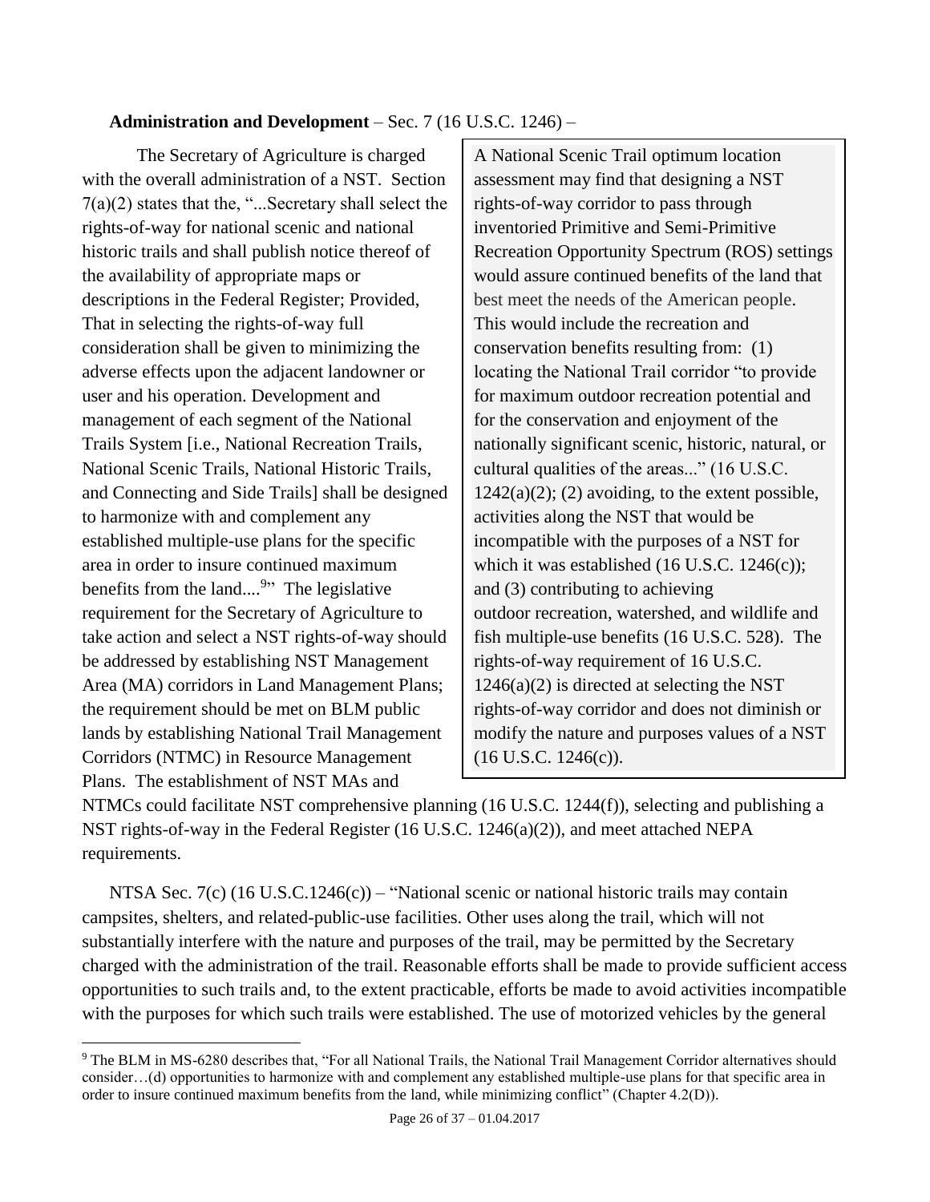**Administration and Development** – Sec. 7 (16 U.S.C. 1246) –

The Secretary of Agriculture is charged with the overall administration of a NST. Section 7(a)(2) states that the, "...Secretary shall select the rights-of-way for national scenic and national historic trails and shall publish notice thereof of the availability of appropriate maps or descriptions in the Federal Register; Provided, That in selecting the rights-of-way full consideration shall be given to minimizing the adverse effects upon the adjacent landowner or user and his operation. Development and management of each segment of the National Trails System [i.e., National Recreation Trails, National Scenic Trails, National Historic Trails, and Connecting and Side Trails] shall be designed to harmonize with and complement any established multiple-use plans for the specific area in order to insure continued maximum benefits from the land....[9]" The legislative requirement for the Secretary of Agriculture to take action and select a NST rights-of-way should be addressed by establishing NST Management Area (MA) corridors in Land Management Plans; the requirement should be met on BLM public lands by establishing National Trail Management Corridors (NTMC) in Resource Management Plans. The establishment of NST MAs and NTMCs could facilitate NST comprehensive planning (16 U.S.C. 1244(f)), selecting and publishing a NST rights-of-way in the Federal Register (16 U.S.C. 1246(a)(2)), and meet attached NEPA requirements.

> A National Scenic Trail optimum location assessment may find that designing a NST rights-of-way corridor to pass through inventoried Primitive and Semi-Primitive Recreation Opportunity Spectrum (ROS) settings would assure continued benefits of the land that best meet the needs of the American people. This would include the recreation and conservation benefits resulting from: (1) locating the National Trail corridor "to provide for maximum outdoor recreation potential and for the conservation and enjoyment of the nationally significant scenic, historic, natural, or cultural qualities of the areas..." (16 U.S.C. 1242(a)(2); (2) avoiding, to the extent possible, activities along the NST that would be incompatible with the purposes of a NST for which it was established (16 U.S.C. 1246(c)); and (3) contributing to achieving outdoor recreation, watershed, and wildlife and fish multiple-use benefits (16 U.S.C. 528). The rights-of-way requirement of 16 U.S.C. 1246(a)(2) is directed at selecting the NST rights-of-way corridor and does not diminish or modify the nature and purposes values of a NST (16 U.S.C. 1246(c)).

NTSA Sec. 7(c) (16 U.S.C.1246(c)) – "National scenic or national historic trails may contain campsites, shelters, and related-public-use facilities. Other uses along the trail, which will not substantially interfere with the nature and purposes of the trail, may be permitted by the Secretary charged with the administration of the trail. Reasonable efforts shall be made to provide sufficient access opportunities to such trails and, to the extent practicable, efforts be made to avoid activities incompatible with the purposes for which such trails were established. The use of motorized vehicles by the general

[9] The BLM in MS-6280 describes that, "For all National Trails, the National Trail Management Corridor alternatives should consider…(d) opportunities to harmonize with and complement any established multiple-use plans for that specific area in order to insure continued maximum benefits from the land, while minimizing conflict" (Chapter 4.2(D)).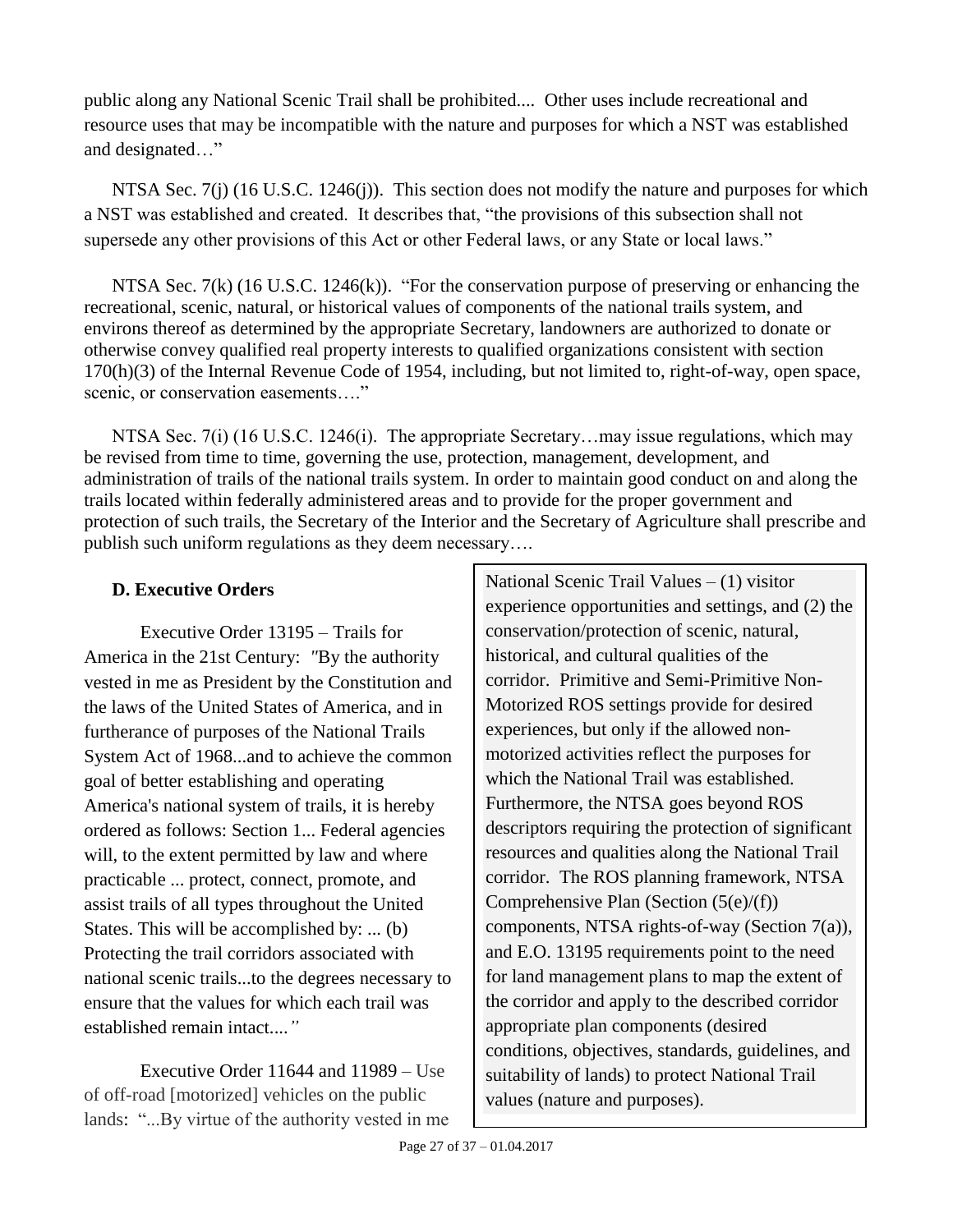public along any National Scenic Trail shall be prohibited.... Other uses include recreational and resource uses that may be incompatible with the nature and purposes for which a NST was established and designated…"

NTSA Sec. 7(j) (16 U.S.C. 1246(j)). This section does not modify the nature and purposes for which a NST was established and created. It describes that, "the provisions of this subsection shall not supersede any other provisions of this Act or other Federal laws, or any State or local laws."

NTSA Sec. 7(k) (16 U.S.C. 1246(k)). "For the conservation purpose of preserving or enhancing the recreational, scenic, natural, or historical values of components of the national trails system, and environs thereof as determined by the appropriate Secretary, landowners are authorized to donate or otherwise convey qualified real property interests to qualified organizations consistent with section 170(h)(3) of the Internal Revenue Code of 1954, including, but not limited to, right-of-way, open space, scenic, or conservation easements…."

NTSA Sec. 7(i) (16 U.S.C. 1246(i). The appropriate Secretary…may issue regulations, which may be revised from time to time, governing the use, protection, management, development, and administration of trails of the national trails system. In order to maintain good conduct on and along the trails located within federally administered areas and to provide for the proper government and protection of such trails, the Secretary of the Interior and the Secretary of Agriculture shall prescribe and publish such uniform regulations as they deem necessary….

**D. Executive Orders**

Executive Order 13195 – Trails for America in the 21st Century: *"*By the authority vested in me as President by the Constitution and the laws of the United States of America, and in furtherance of purposes of the National Trails System Act of 1968...and to achieve the common goal of better establishing and operating America's national system of trails, it is hereby ordered as follows: Section 1... Federal agencies will, to the extent permitted by law and where practicable ... protect, connect, promote, and assist trails of all types throughout the United States. This will be accomplished by: ... (b) Protecting the trail corridors associated with national scenic trails...to the degrees necessary to ensure that the values for which each trail was established remain intact....*"*

Executive Order 11644 and 11989 – Use of off-road [motorized] vehicles on the public lands: "...By virtue of the authority vested in me

> National Scenic Trail Values – (1) visitor experience opportunities and settings, and (2) the conservation/protection of scenic, natural, historical, and cultural qualities of the corridor. Primitive and Semi-Primitive Non-Motorized ROS settings provide for desired experiences, but only if the allowed non-motorized activities reflect the purposes for which the National Trail was established. Furthermore, the NTSA goes beyond ROS descriptors requiring the protection of significant resources and qualities along the National Trail corridor. The ROS planning framework, NTSA Comprehensive Plan (Section (5(e)/(f)) components, NTSA rights-of-way (Section 7(a)), and E.O. 13195 requirements point to the need for land management plans to map the extent of the corridor and apply to the described corridor appropriate plan components (desired conditions, objectives, standards, guidelines, and suitability of lands) to protect National Trail values (nature and purposes).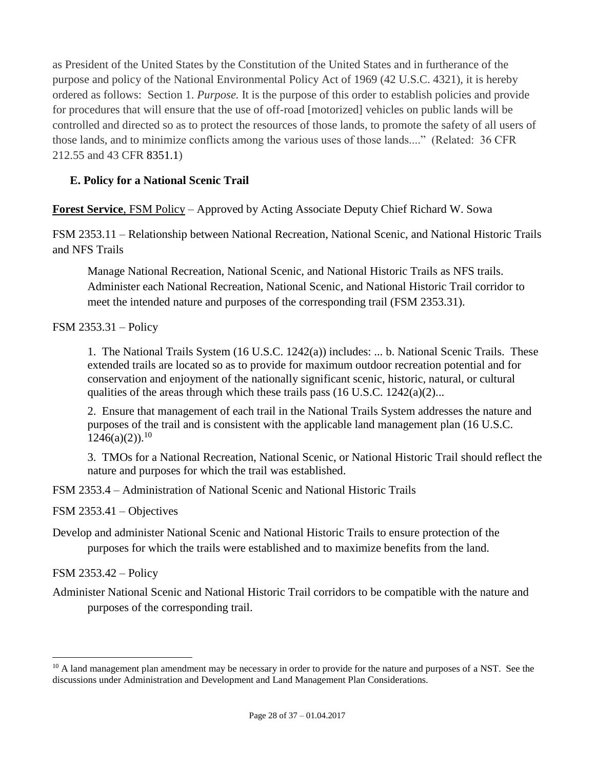as President of the United States by the Constitution of the United States and in furtherance of the purpose and policy of the National Environmental Policy Act of 1969 (42 U.S.C. 4321), it is hereby ordered as follows: Section 1. *Purpose.* It is the purpose of this order to establish policies and provide for procedures that will ensure that the use of off-road [motorized] vehicles on public lands will be controlled and directed so as to protect the resources of those lands, to promote the safety of all users of those lands, and to minimize conflicts among the various uses of those lands...." (Related: 36 CFR 212.55 and 43 CFR 8351.1)

### E. Policy for a National Scenic Trail

**Forest Service**, FSM Policy – Approved by Acting Associate Deputy Chief Richard W. Sowa

FSM 2353.11 – Relationship between National Recreation, National Scenic, and National Historic Trails and NFS Trails

> Manage National Recreation, National Scenic, and National Historic Trails as NFS trails. Administer each National Recreation, National Scenic, and National Historic Trail corridor to meet the intended nature and purposes of the corresponding trail (FSM 2353.31).

FSM 2353.31 – Policy

> 1. The National Trails System (16 U.S.C. 1242(a)) includes: ... b. National Scenic Trails. These extended trails are located so as to provide for maximum outdoor recreation potential and for conservation and enjoyment of the nationally significant scenic, historic, natural, or cultural qualities of the areas through which these trails pass (16 U.S.C. 1242(a)(2)...
>
> 2. Ensure that management of each trail in the National Trails System addresses the nature and purposes of the trail and is consistent with the applicable land management plan (16 U.S.C. 1246(a)(2)).[10]
>
> 3. TMOs for a National Recreation, National Scenic, or National Historic Trail should reflect the nature and purposes for which the trail was established.

FSM 2353.4 – Administration of National Scenic and National Historic Trails

FSM 2353.41 – Objectives

Develop and administer National Scenic and National Historic Trails to ensure protection of the purposes for which the trails were established and to maximize benefits from the land.

FSM 2353.42 – Policy

Administer National Scenic and National Historic Trail corridors to be compatible with the nature and purposes of the corresponding trail.

---

[10] A land management plan amendment may be necessary in order to provide for the nature and purposes of a NST. See the discussions under Administration and Development and Land Management Plan Considerations.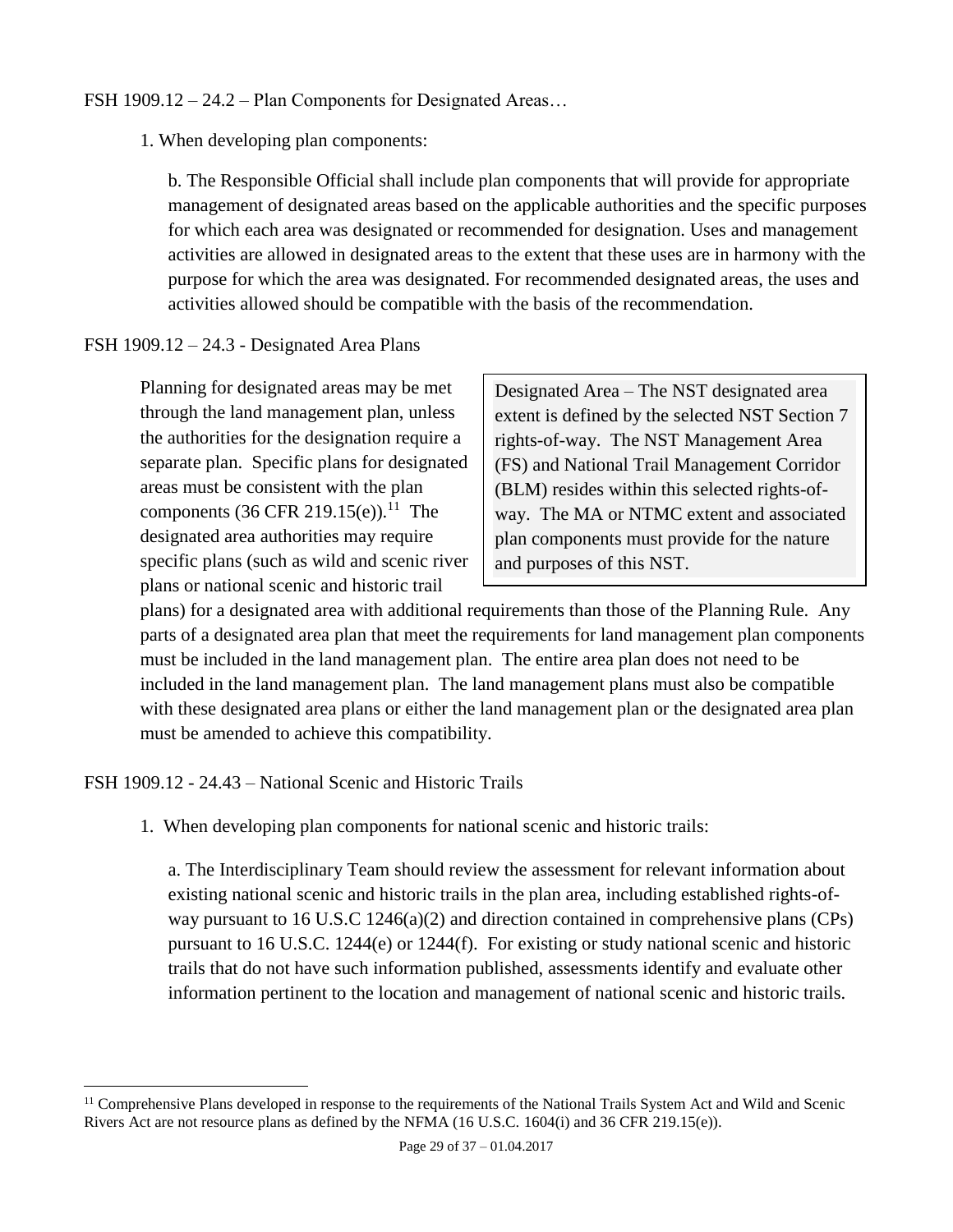FSH 1909.12 – 24.2 – Plan Components for Designated Areas…

1. When developing plan components:

   b. The Responsible Official shall include plan components that will provide for appropriate management of designated areas based on the applicable authorities and the specific purposes for which each area was designated or recommended for designation. Uses and management activities are allowed in designated areas to the extent that these uses are in harmony with the purpose for which the area was designated. For recommended designated areas, the uses and activities allowed should be compatible with the basis of the recommendation.

FSH 1909.12 – 24.3 - Designated Area Plans

> Designated Area – The NST designated area extent is defined by the selected NST Section 7 rights-of-way. The NST Management Area (FS) and National Trail Management Corridor (BLM) resides within this selected rights-of-way. The MA or NTMC extent and associated plan components must provide for the nature and purposes of this NST.

Planning for designated areas may be met through the land management plan, unless the authorities for the designation require a separate plan. Specific plans for designated areas must be consistent with the plan components (36 CFR 219.15(e)).[11] The designated area authorities may require specific plans (such as wild and scenic river plans or national scenic and historic trail plans) for a designated area with additional requirements than those of the Planning Rule. Any parts of a designated area plan that meet the requirements for land management plan components must be included in the land management plan. The entire area plan does not need to be included in the land management plan. The land management plans must also be compatible with these designated area plans or either the land management plan or the designated area plan must be amended to achieve this compatibility.

FSH 1909.12 - 24.43 – National Scenic and Historic Trails

1. When developing plan components for national scenic and historic trails:

   a. The Interdisciplinary Team should review the assessment for relevant information about existing national scenic and historic trails in the plan area, including established rights-of-way pursuant to 16 U.S.C 1246(a)(2) and direction contained in comprehensive plans (CPs) pursuant to 16 U.S.C. 1244(e) or 1244(f). For existing or study national scenic and historic trails that do not have such information published, assessments identify and evaluate other information pertinent to the location and management of national scenic and historic trails.

[11] Comprehensive Plans developed in response to the requirements of the National Trails System Act and Wild and Scenic Rivers Act are not resource plans as defined by the NFMA (16 U.S.C. 1604(i) and 36 CFR 219.15(e)).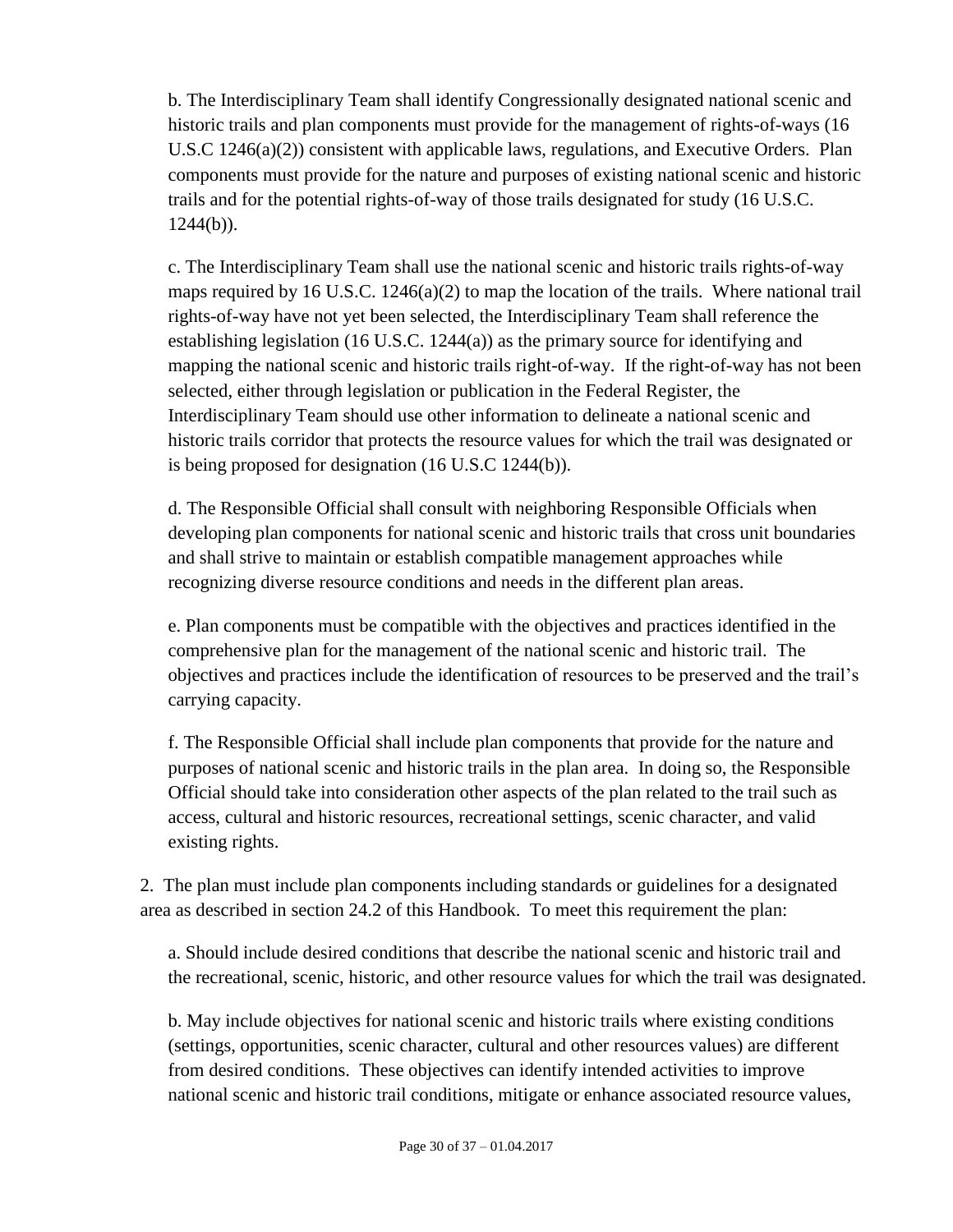b. The Interdisciplinary Team shall identify Congressionally designated national scenic and historic trails and plan components must provide for the management of rights-of-ways (16 U.S.C 1246(a)(2)) consistent with applicable laws, regulations, and Executive Orders. Plan components must provide for the nature and purposes of existing national scenic and historic trails and for the potential rights-of-way of those trails designated for study (16 U.S.C. 1244(b)).

c. The Interdisciplinary Team shall use the national scenic and historic trails rights-of-way maps required by 16 U.S.C. 1246(a)(2) to map the location of the trails. Where national trail rights-of-way have not yet been selected, the Interdisciplinary Team shall reference the establishing legislation (16 U.S.C. 1244(a)) as the primary source for identifying and mapping the national scenic and historic trails right-of-way. If the right-of-way has not been selected, either through legislation or publication in the Federal Register, the Interdisciplinary Team should use other information to delineate a national scenic and historic trails corridor that protects the resource values for which the trail was designated or is being proposed for designation (16 U.S.C 1244(b)).

d. The Responsible Official shall consult with neighboring Responsible Officials when developing plan components for national scenic and historic trails that cross unit boundaries and shall strive to maintain or establish compatible management approaches while recognizing diverse resource conditions and needs in the different plan areas.

e. Plan components must be compatible with the objectives and practices identified in the comprehensive plan for the management of the national scenic and historic trail. The objectives and practices include the identification of resources to be preserved and the trail's carrying capacity.

f. The Responsible Official shall include plan components that provide for the nature and purposes of national scenic and historic trails in the plan area. In doing so, the Responsible Official should take into consideration other aspects of the plan related to the trail such as access, cultural and historic resources, recreational settings, scenic character, and valid existing rights.

2. The plan must include plan components including standards or guidelines for a designated area as described in section 24.2 of this Handbook. To meet this requirement the plan:

a. Should include desired conditions that describe the national scenic and historic trail and the recreational, scenic, historic, and other resource values for which the trail was designated.

b. May include objectives for national scenic and historic trails where existing conditions (settings, opportunities, scenic character, cultural and other resources values) are different from desired conditions. These objectives can identify intended activities to improve national scenic and historic trail conditions, mitigate or enhance associated resource values,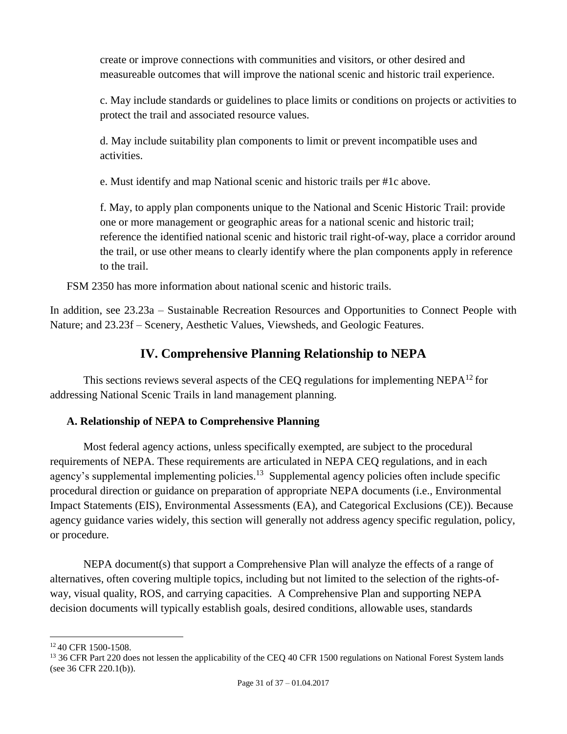create or improve connections with communities and visitors, or other desired and measureable outcomes that will improve the national scenic and historic trail experience.

c. May include standards or guidelines to place limits or conditions on projects or activities to protect the trail and associated resource values.

d. May include suitability plan components to limit or prevent incompatible uses and activities.

e. Must identify and map National scenic and historic trails per #1c above.

f. May, to apply plan components unique to the National and Scenic Historic Trail: provide one or more management or geographic areas for a national scenic and historic trail; reference the identified national scenic and historic trail right-of-way, place a corridor around the trail, or use other means to clearly identify where the plan components apply in reference to the trail.

FSM 2350 has more information about national scenic and historic trails.

In addition, see 23.23a – Sustainable Recreation Resources and Opportunities to Connect People with Nature; and 23.23f – Scenery, Aesthetic Values, Viewsheds, and Geologic Features.

## IV. Comprehensive Planning Relationship to NEPA

This sections reviews several aspects of the CEQ regulations for implementing NEPA[12] for addressing National Scenic Trails in land management planning.

### A. Relationship of NEPA to Comprehensive Planning

Most federal agency actions, unless specifically exempted, are subject to the procedural requirements of NEPA. These requirements are articulated in NEPA CEQ regulations, and in each agency's supplemental implementing policies.[13] Supplemental agency policies often include specific procedural direction or guidance on preparation of appropriate NEPA documents (i.e., Environmental Impact Statements (EIS), Environmental Assessments (EA), and Categorical Exclusions (CE)). Because agency guidance varies widely, this section will generally not address agency specific regulation, policy, or procedure.

NEPA document(s) that support a Comprehensive Plan will analyze the effects of a range of alternatives, often covering multiple topics, including but not limited to the selection of the rights-of-way, visual quality, ROS, and carrying capacities. A Comprehensive Plan and supporting NEPA decision documents will typically establish goals, desired conditions, allowable uses, standards

[12] 40 CFR 1500-1508.

[13] 36 CFR Part 220 does not lessen the applicability of the CEQ 40 CFR 1500 regulations on National Forest System lands (see 36 CFR 220.1(b)).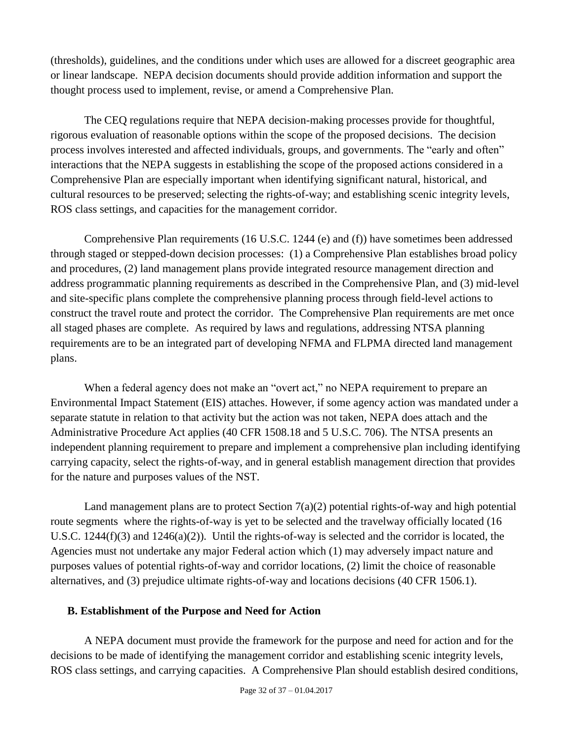(thresholds), guidelines, and the conditions under which uses are allowed for a discreet geographic area or linear landscape. NEPA decision documents should provide addition information and support the thought process used to implement, revise, or amend a Comprehensive Plan.

The CEQ regulations require that NEPA decision-making processes provide for thoughtful, rigorous evaluation of reasonable options within the scope of the proposed decisions. The decision process involves interested and affected individuals, groups, and governments. The "early and often" interactions that the NEPA suggests in establishing the scope of the proposed actions considered in a Comprehensive Plan are especially important when identifying significant natural, historical, and cultural resources to be preserved; selecting the rights-of-way; and establishing scenic integrity levels, ROS class settings, and capacities for the management corridor.

Comprehensive Plan requirements (16 U.S.C. 1244 (e) and (f)) have sometimes been addressed through staged or stepped-down decision processes: (1) a Comprehensive Plan establishes broad policy and procedures, (2) land management plans provide integrated resource management direction and address programmatic planning requirements as described in the Comprehensive Plan, and (3) mid-level and site-specific plans complete the comprehensive planning process through field-level actions to construct the travel route and protect the corridor. The Comprehensive Plan requirements are met once all staged phases are complete. As required by laws and regulations, addressing NTSA planning requirements are to be an integrated part of developing NFMA and FLPMA directed land management plans.

When a federal agency does not make an "overt act," no NEPA requirement to prepare an Environmental Impact Statement (EIS) attaches. However, if some agency action was mandated under a separate statute in relation to that activity but the action was not taken, NEPA does attach and the Administrative Procedure Act applies (40 CFR 1508.18 and 5 U.S.C. 706). The NTSA presents an independent planning requirement to prepare and implement a comprehensive plan including identifying carrying capacity, select the rights-of-way, and in general establish management direction that provides for the nature and purposes values of the NST.

Land management plans are to protect Section 7(a)(2) potential rights-of-way and high potential route segments where the rights-of-way is yet to be selected and the travelway officially located (16 U.S.C. 1244(f)(3) and 1246(a)(2)). Until the rights-of-way is selected and the corridor is located, the Agencies must not undertake any major Federal action which (1) may adversely impact nature and purposes values of potential rights-of-way and corridor locations, (2) limit the choice of reasonable alternatives, and (3) prejudice ultimate rights-of-way and locations decisions (40 CFR 1506.1).

### B. Establishment of the Purpose and Need for Action

A NEPA document must provide the framework for the purpose and need for action and for the decisions to be made of identifying the management corridor and establishing scenic integrity levels, ROS class settings, and carrying capacities. A Comprehensive Plan should establish desired conditions,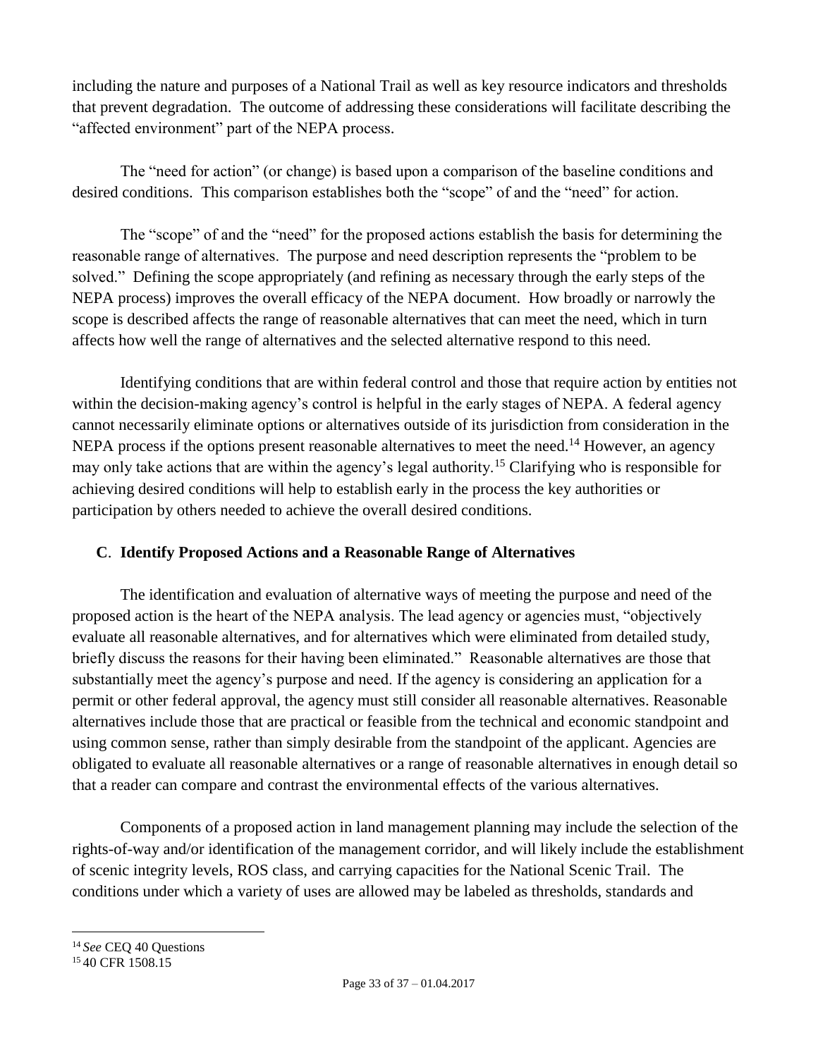including the nature and purposes of a National Trail as well as key resource indicators and thresholds that prevent degradation. The outcome of addressing these considerations will facilitate describing the "affected environment" part of the NEPA process.

The "need for action" (or change) is based upon a comparison of the baseline conditions and desired conditions. This comparison establishes both the "scope" of and the "need" for action.

The "scope" of and the "need" for the proposed actions establish the basis for determining the reasonable range of alternatives. The purpose and need description represents the "problem to be solved." Defining the scope appropriately (and refining as necessary through the early steps of the NEPA process) improves the overall efficacy of the NEPA document. How broadly or narrowly the scope is described affects the range of reasonable alternatives that can meet the need, which in turn affects how well the range of alternatives and the selected alternative respond to this need.

Identifying conditions that are within federal control and those that require action by entities not within the decision-making agency's control is helpful in the early stages of NEPA. A federal agency cannot necessarily eliminate options or alternatives outside of its jurisdiction from consideration in the NEPA process if the options present reasonable alternatives to meet the need.[14] However, an agency may only take actions that are within the agency's legal authority.[15] Clarifying who is responsible for achieving desired conditions will help to establish early in the process the key authorities or participation by others needed to achieve the overall desired conditions.

## C. Identify Proposed Actions and a Reasonable Range of Alternatives

The identification and evaluation of alternative ways of meeting the purpose and need of the proposed action is the heart of the NEPA analysis. The lead agency or agencies must, "objectively evaluate all reasonable alternatives, and for alternatives which were eliminated from detailed study, briefly discuss the reasons for their having been eliminated." Reasonable alternatives are those that substantially meet the agency's purpose and need. If the agency is considering an application for a permit or other federal approval, the agency must still consider all reasonable alternatives. Reasonable alternatives include those that are practical or feasible from the technical and economic standpoint and using common sense, rather than simply desirable from the standpoint of the applicant. Agencies are obligated to evaluate all reasonable alternatives or a range of reasonable alternatives in enough detail so that a reader can compare and contrast the environmental effects of the various alternatives.

Components of a proposed action in land management planning may include the selection of the rights-of-way and/or identification of the management corridor, and will likely include the establishment of scenic integrity levels, ROS class, and carrying capacities for the National Scenic Trail. The conditions under which a variety of uses are allowed may be labeled as thresholds, standards and

---

[14] *See* CEQ 40 Questions

[15] 40 CFR 1508.15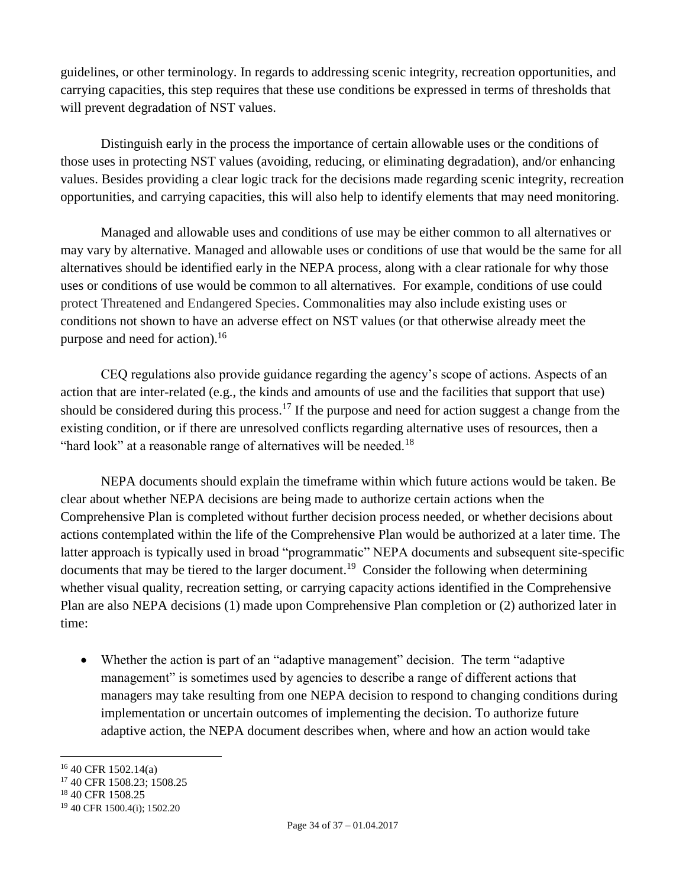guidelines, or other terminology. In regards to addressing scenic integrity, recreation opportunities, and carrying capacities, this step requires that these use conditions be expressed in terms of thresholds that will prevent degradation of NST values.

Distinguish early in the process the importance of certain allowable uses or the conditions of those uses in protecting NST values (avoiding, reducing, or eliminating degradation), and/or enhancing values. Besides providing a clear logic track for the decisions made regarding scenic integrity, recreation opportunities, and carrying capacities, this will also help to identify elements that may need monitoring.

Managed and allowable uses and conditions of use may be either common to all alternatives or may vary by alternative. Managed and allowable uses or conditions of use that would be the same for all alternatives should be identified early in the NEPA process, along with a clear rationale for why those uses or conditions of use would be common to all alternatives. For example, conditions of use could protect Threatened and Endangered Species. Commonalities may also include existing uses or conditions not shown to have an adverse effect on NST values (or that otherwise already meet the purpose and need for action).[16]

CEQ regulations also provide guidance regarding the agency's scope of actions. Aspects of an action that are inter-related (e.g., the kinds and amounts of use and the facilities that support that use) should be considered during this process.[17] If the purpose and need for action suggest a change from the existing condition, or if there are unresolved conflicts regarding alternative uses of resources, then a "hard look" at a reasonable range of alternatives will be needed.[18]

NEPA documents should explain the timeframe within which future actions would be taken. Be clear about whether NEPA decisions are being made to authorize certain actions when the Comprehensive Plan is completed without further decision process needed, or whether decisions about actions contemplated within the life of the Comprehensive Plan would be authorized at a later time. The latter approach is typically used in broad "programmatic" NEPA documents and subsequent site-specific documents that may be tiered to the larger document.[19] Consider the following when determining whether visual quality, recreation setting, or carrying capacity actions identified in the Comprehensive Plan are also NEPA decisions (1) made upon Comprehensive Plan completion or (2) authorized later in time:

- Whether the action is part of an "adaptive management" decision. The term "adaptive management" is sometimes used by agencies to describe a range of different actions that managers may take resulting from one NEPA decision to respond to changing conditions during implementation or uncertain outcomes of implementing the decision. To authorize future adaptive action, the NEPA document describes when, where and how an action would take

---

[16] 40 CFR 1502.14(a)

[17] 40 CFR 1508.23; 1508.25

[18] 40 CFR 1508.25

[19] 40 CFR 1500.4(i); 1502.20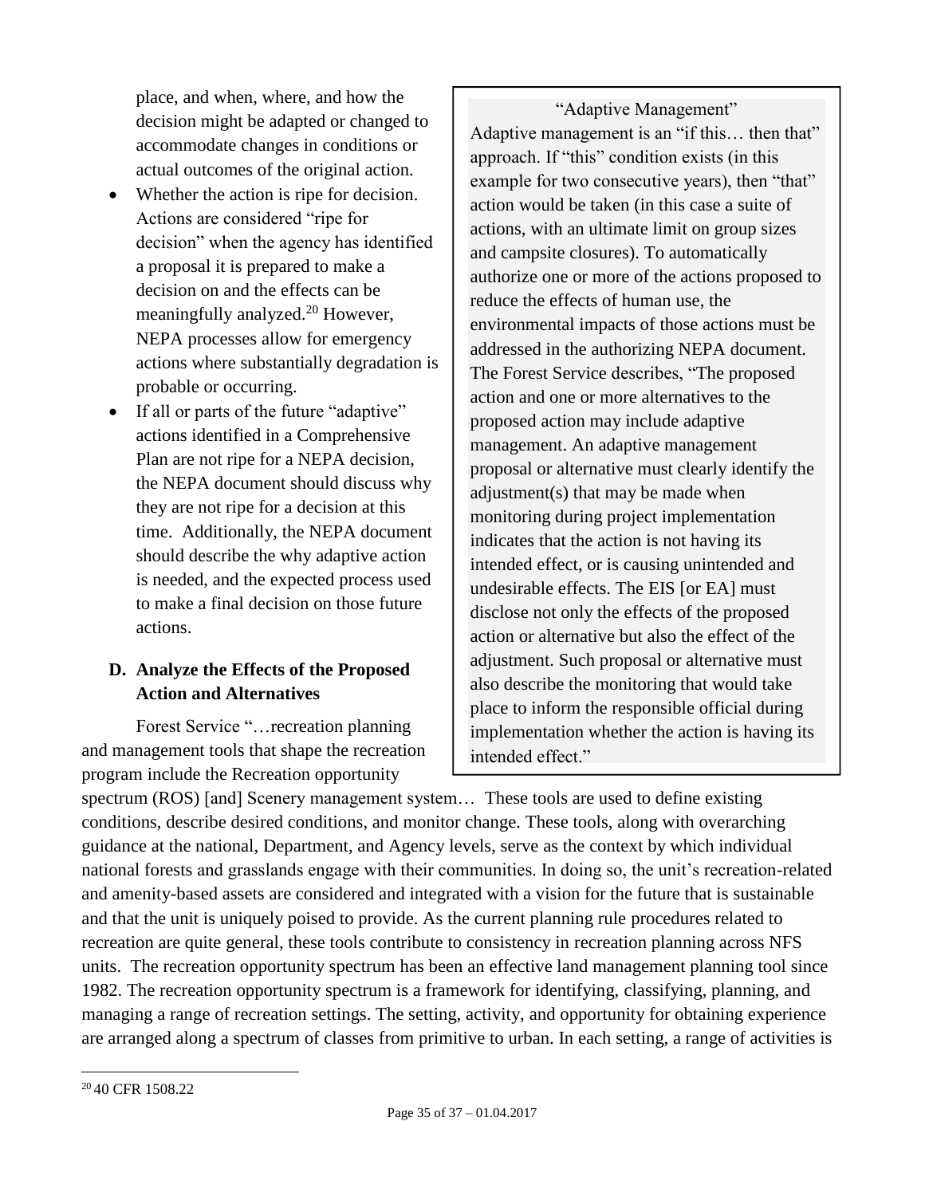place, and when, where, and how the decision might be adapted or changed to accommodate changes in conditions or actual outcomes of the original action.

- Whether the action is ripe for decision. Actions are considered "ripe for decision" when the agency has identified a proposal it is prepared to make a decision on and the effects can be meaningfully analyzed.[20] However, NEPA processes allow for emergency actions where substantially degradation is probable or occurring.
- If all or parts of the future "adaptive" actions identified in a Comprehensive Plan are not ripe for a NEPA decision, the NEPA document should discuss why they are not ripe for a decision at this time. Additionally, the NEPA document should describe the why adaptive action is needed, and the expected process used to make a final decision on those future actions.

> "Adaptive Management"
>
> Adaptive management is an "if this… then that" approach. If "this" condition exists (in this example for two consecutive years), then "that" action would be taken (in this case a suite of actions, with an ultimate limit on group sizes and campsite closures). To automatically authorize one or more of the actions proposed to reduce the effects of human use, the environmental impacts of those actions must be addressed in the authorizing NEPA document. The Forest Service describes, "The proposed action and one or more alternatives to the proposed action may include adaptive management. An adaptive management proposal or alternative must clearly identify the adjustment(s) that may be made when monitoring during project implementation indicates that the action is not having its intended effect, or is causing unintended and undesirable effects. The EIS [or EA] must disclose not only the effects of the proposed action or alternative but also the effect of the adjustment. Such proposal or alternative must also describe the monitoring that would take place to inform the responsible official during implementation whether the action is having its intended effect."

### D. Analyze the Effects of the Proposed Action and Alternatives

Forest Service "…recreation planning and management tools that shape the recreation program include the Recreation opportunity spectrum (ROS) [and] Scenery management system… These tools are used to define existing conditions, describe desired conditions, and monitor change. These tools, along with overarching guidance at the national, Department, and Agency levels, serve as the context by which individual national forests and grasslands engage with their communities. In doing so, the unit's recreation-related and amenity-based assets are considered and integrated with a vision for the future that is sustainable and that the unit is uniquely poised to provide. As the current planning rule procedures related to recreation are quite general, these tools contribute to consistency in recreation planning across NFS units. The recreation opportunity spectrum has been an effective land management planning tool since 1982. The recreation opportunity spectrum is a framework for identifying, classifying, planning, and managing a range of recreation settings. The setting, activity, and opportunity for obtaining experience are arranged along a spectrum of classes from primitive to urban. In each setting, a range of activities is

[20] 40 CFR 1508.22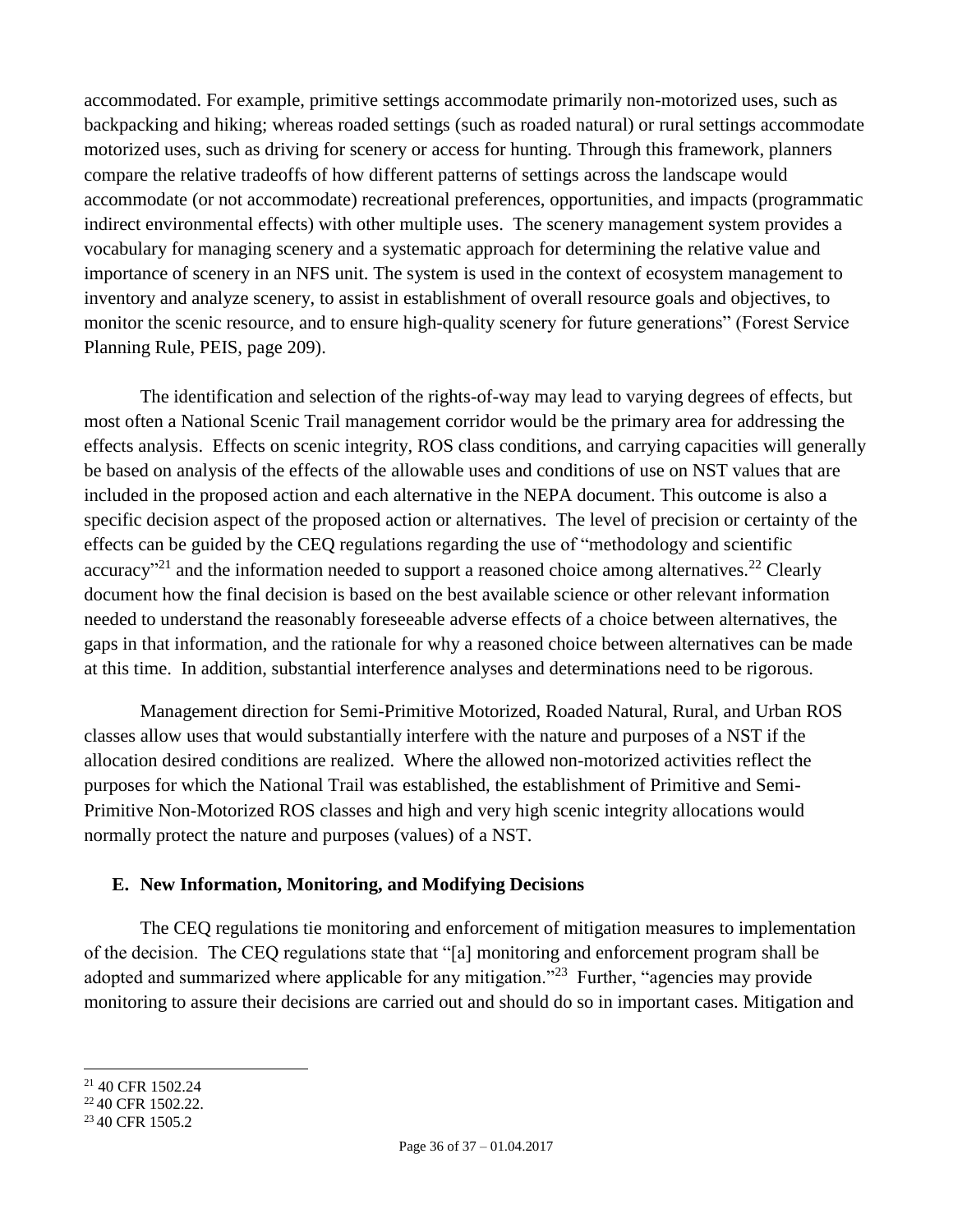accommodated. For example, primitive settings accommodate primarily non-motorized uses, such as backpacking and hiking; whereas roaded settings (such as roaded natural) or rural settings accommodate motorized uses, such as driving for scenery or access for hunting. Through this framework, planners compare the relative tradeoffs of how different patterns of settings across the landscape would accommodate (or not accommodate) recreational preferences, opportunities, and impacts (programmatic indirect environmental effects) with other multiple uses. The scenery management system provides a vocabulary for managing scenery and a systematic approach for determining the relative value and importance of scenery in an NFS unit. The system is used in the context of ecosystem management to inventory and analyze scenery, to assist in establishment of overall resource goals and objectives, to monitor the scenic resource, and to ensure high-quality scenery for future generations" (Forest Service Planning Rule, PEIS, page 209).

The identification and selection of the rights-of-way may lead to varying degrees of effects, but most often a National Scenic Trail management corridor would be the primary area for addressing the effects analysis. Effects on scenic integrity, ROS class conditions, and carrying capacities will generally be based on analysis of the effects of the allowable uses and conditions of use on NST values that are included in the proposed action and each alternative in the NEPA document. This outcome is also a specific decision aspect of the proposed action or alternatives. The level of precision or certainty of the effects can be guided by the CEQ regulations regarding the use of "methodology and scientific accuracy"[21] and the information needed to support a reasoned choice among alternatives.[22] Clearly document how the final decision is based on the best available science or other relevant information needed to understand the reasonably foreseeable adverse effects of a choice between alternatives, the gaps in that information, and the rationale for why a reasoned choice between alternatives can be made at this time. In addition, substantial interference analyses and determinations need to be rigorous.

Management direction for Semi-Primitive Motorized, Roaded Natural, Rural, and Urban ROS classes allow uses that would substantially interfere with the nature and purposes of a NST if the allocation desired conditions are realized. Where the allowed non-motorized activities reflect the purposes for which the National Trail was established, the establishment of Primitive and Semi-Primitive Non-Motorized ROS classes and high and very high scenic integrity allocations would normally protect the nature and purposes (values) of a NST.

## E. New Information, Monitoring, and Modifying Decisions

The CEQ regulations tie monitoring and enforcement of mitigation measures to implementation of the decision. The CEQ regulations state that "[a] monitoring and enforcement program shall be adopted and summarized where applicable for any mitigation."[23] Further, "agencies may provide monitoring to assure their decisions are carried out and should do so in important cases. Mitigation and

---

[21] 40 CFR 1502.24

[22] 40 CFR 1502.22.

[23] 40 CFR 1505.2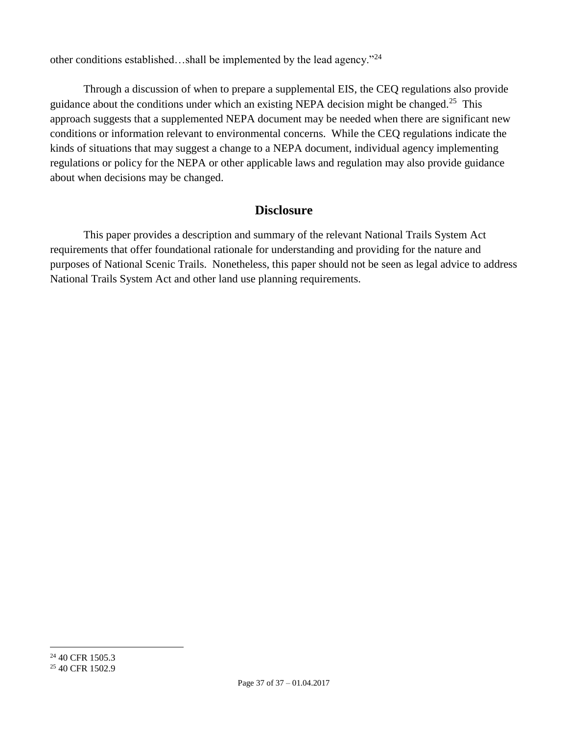other conditions established…shall be implemented by the lead agency."[24]

Through a discussion of when to prepare a supplemental EIS, the CEQ regulations also provide guidance about the conditions under which an existing NEPA decision might be changed.[25] This approach suggests that a supplemented NEPA document may be needed when there are significant new conditions or information relevant to environmental concerns. While the CEQ regulations indicate the kinds of situations that may suggest a change to a NEPA document, individual agency implementing regulations or policy for the NEPA or other applicable laws and regulation may also provide guidance about when decisions may be changed.

## Disclosure

This paper provides a description and summary of the relevant National Trails System Act requirements that offer foundational rationale for understanding and providing for the nature and purposes of National Scenic Trails. Nonetheless, this paper should not be seen as legal advice to address National Trails System Act and other land use planning requirements.

---

[24] 40 CFR 1505.3

[25] 40 CFR 1502.9